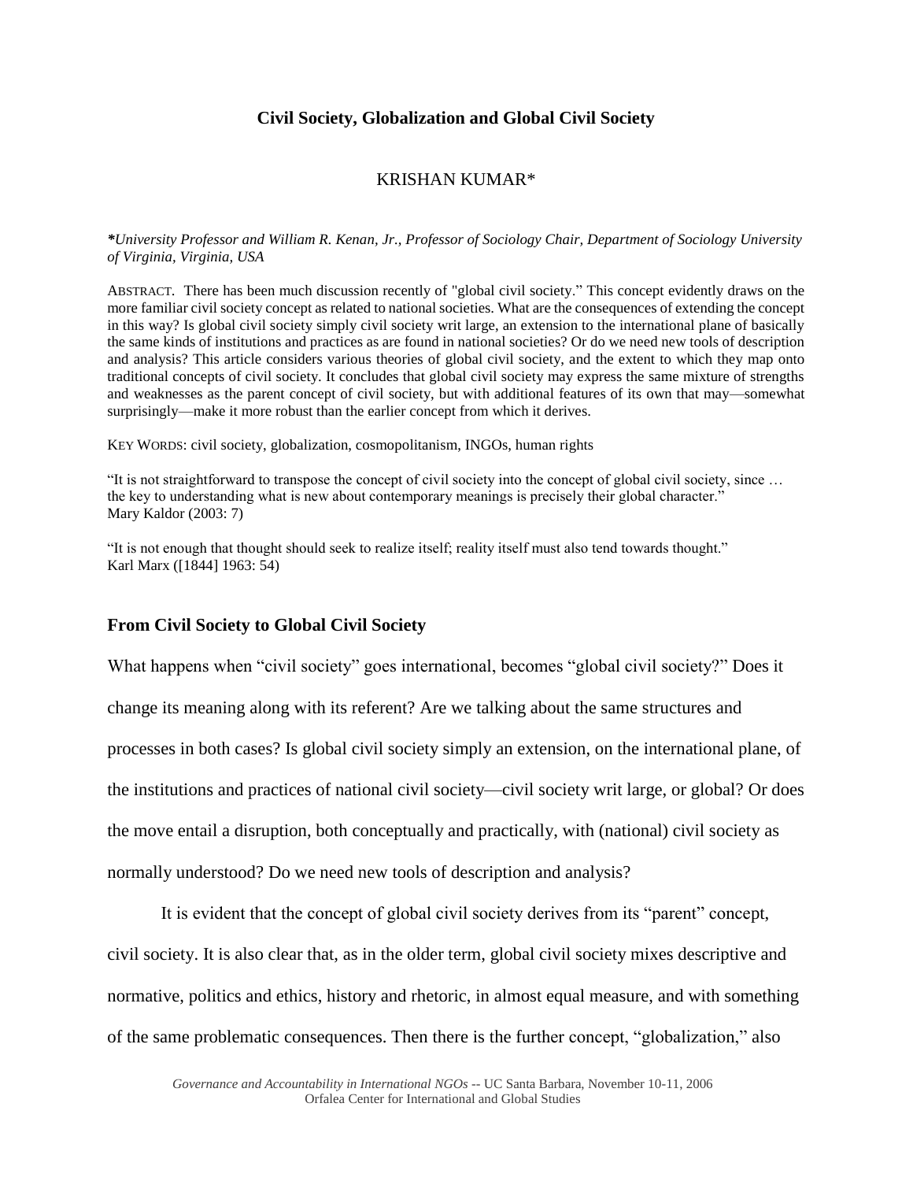# Civil Society, Globalization and Global Civil Society

KRISHAN KUMAR*

***University Professor and William R. Kenan, Jr., Professor of Sociology Chair, Department of Sociology University of Virginia, Virginia, USA***

ABSTRACT. There has been much discussion recently of "global civil society." This concept evidently draws on the more familiar civil society concept as related to national societies. What are the consequences of extending the concept in this way? Is global civil society simply civil society writ large, an extension to the international plane of basically the same kinds of institutions and practices as are found in national societies? Or do we need new tools of description and analysis? This article considers various theories of global civil society, and the extent to which they map onto traditional concepts of civil society. It concludes that global civil society may express the same mixture of strengths and weaknesses as the parent concept of civil society, but with additional features of its own that may—somewhat surprisingly—make it more robust than the earlier concept from which it derives.

KEY WORDS: civil society, globalization, cosmopolitanism, INGOs, human rights

"It is not straightforward to transpose the concept of civil society into the concept of global civil society, since … the key to understanding what is new about contemporary meanings is precisely their global character."
Mary Kaldor (2003: 7)

"It is not enough that thought should seek to realize itself; reality itself must also tend towards thought."
Karl Marx ([1844] 1963: 54)

## From Civil Society to Global Civil Society

What happens when "civil society" goes international, becomes "global civil society?" Does it change its meaning along with its referent? Are we talking about the same structures and processes in both cases? Is global civil society simply an extension, on the international plane, of the institutions and practices of national civil society—civil society writ large, or global? Or does the move entail a disruption, both conceptually and practically, with (national) civil society as normally understood? Do we need new tools of description and analysis?

It is evident that the concept of global civil society derives from its "parent" concept, civil society. It is also clear that, as in the older term, global civil society mixes descriptive and normative, politics and ethics, history and rhetoric, in almost equal measure, and with something of the same problematic consequences. Then there is the further concept, "globalization," also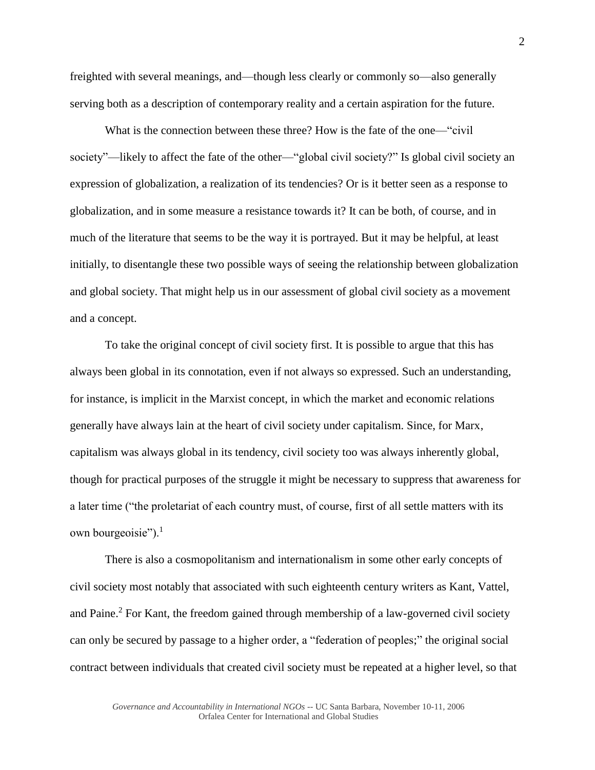freighted with several meanings, and—though less clearly or commonly so—also generally serving both as a description of contemporary reality and a certain aspiration for the future.

What is the connection between these three? How is the fate of the one—"civil society"—likely to affect the fate of the other—"global civil society?" Is global civil society an expression of globalization, a realization of its tendencies? Or is it better seen as a response to globalization, and in some measure a resistance towards it? It can be both, of course, and in much of the literature that seems to be the way it is portrayed. But it may be helpful, at least initially, to disentangle these two possible ways of seeing the relationship between globalization and global society. That might help us in our assessment of global civil society as a movement and a concept.

To take the original concept of civil society first. It is possible to argue that this has always been global in its connotation, even if not always so expressed. Such an understanding, for instance, is implicit in the Marxist concept, in which the market and economic relations generally have always lain at the heart of civil society under capitalism. Since, for Marx, capitalism was always global in its tendency, civil society too was always inherently global, though for practical purposes of the struggle it might be necessary to suppress that awareness for a later time ("the proletariat of each country must, of course, first of all settle matters with its own bourgeoisie").[1]

There is also a cosmopolitanism and internationalism in some other early concepts of civil society most notably that associated with such eighteenth century writers as Kant, Vattel, and Paine.[2] For Kant, the freedom gained through membership of a law-governed civil society can only be secured by passage to a higher order, a "federation of peoples;" the original social contract between individuals that created civil society must be repeated at a higher level, so that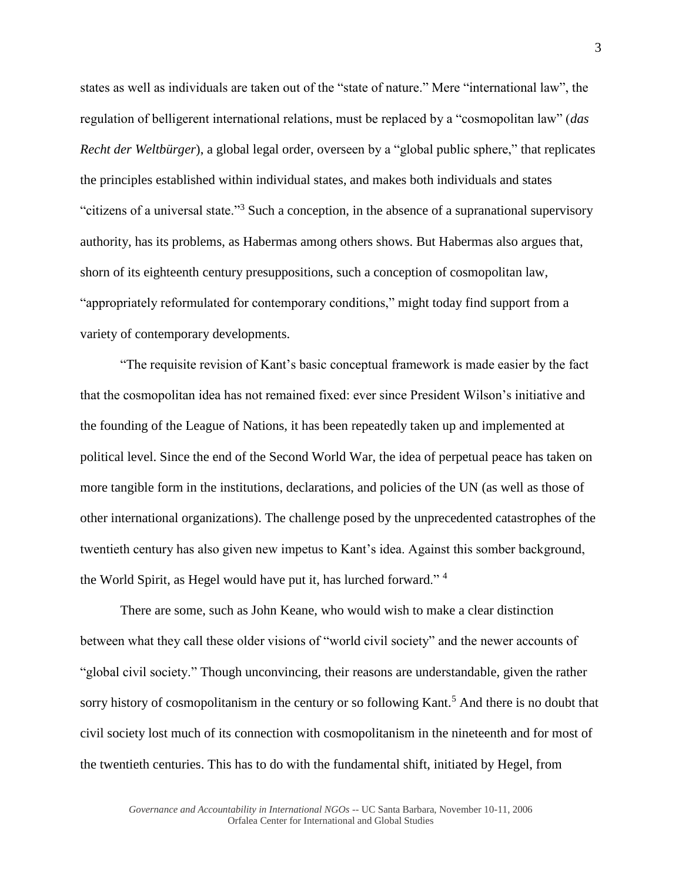states as well as individuals are taken out of the "state of nature." Mere "international law", the regulation of belligerent international relations, must be replaced by a "cosmopolitan law" (*das Recht der Weltbürger*), a global legal order, overseen by a "global public sphere," that replicates the principles established within individual states, and makes both individuals and states "citizens of a universal state."[3] Such a conception, in the absence of a supranational supervisory authority, has its problems, as Habermas among others shows. But Habermas also argues that, shorn of its eighteenth century presuppositions, such a conception of cosmopolitan law, "appropriately reformulated for contemporary conditions," might today find support from a variety of contemporary developments.

"The requisite revision of Kant's basic conceptual framework is made easier by the fact that the cosmopolitan idea has not remained fixed: ever since President Wilson's initiative and the founding of the League of Nations, it has been repeatedly taken up and implemented at political level. Since the end of the Second World War, the idea of perpetual peace has taken on more tangible form in the institutions, declarations, and policies of the UN (as well as those of other international organizations). The challenge posed by the unprecedented catastrophes of the twentieth century has also given new impetus to Kant's idea. Against this somber background, the World Spirit, as Hegel would have put it, has lurched forward." [4]

There are some, such as John Keane, who would wish to make a clear distinction between what they call these older visions of "world civil society" and the newer accounts of "global civil society." Though unconvincing, their reasons are understandable, given the rather sorry history of cosmopolitanism in the century or so following Kant.[5] And there is no doubt that civil society lost much of its connection with cosmopolitanism in the nineteenth and for most of the twentieth centuries. This has to do with the fundamental shift, initiated by Hegel, from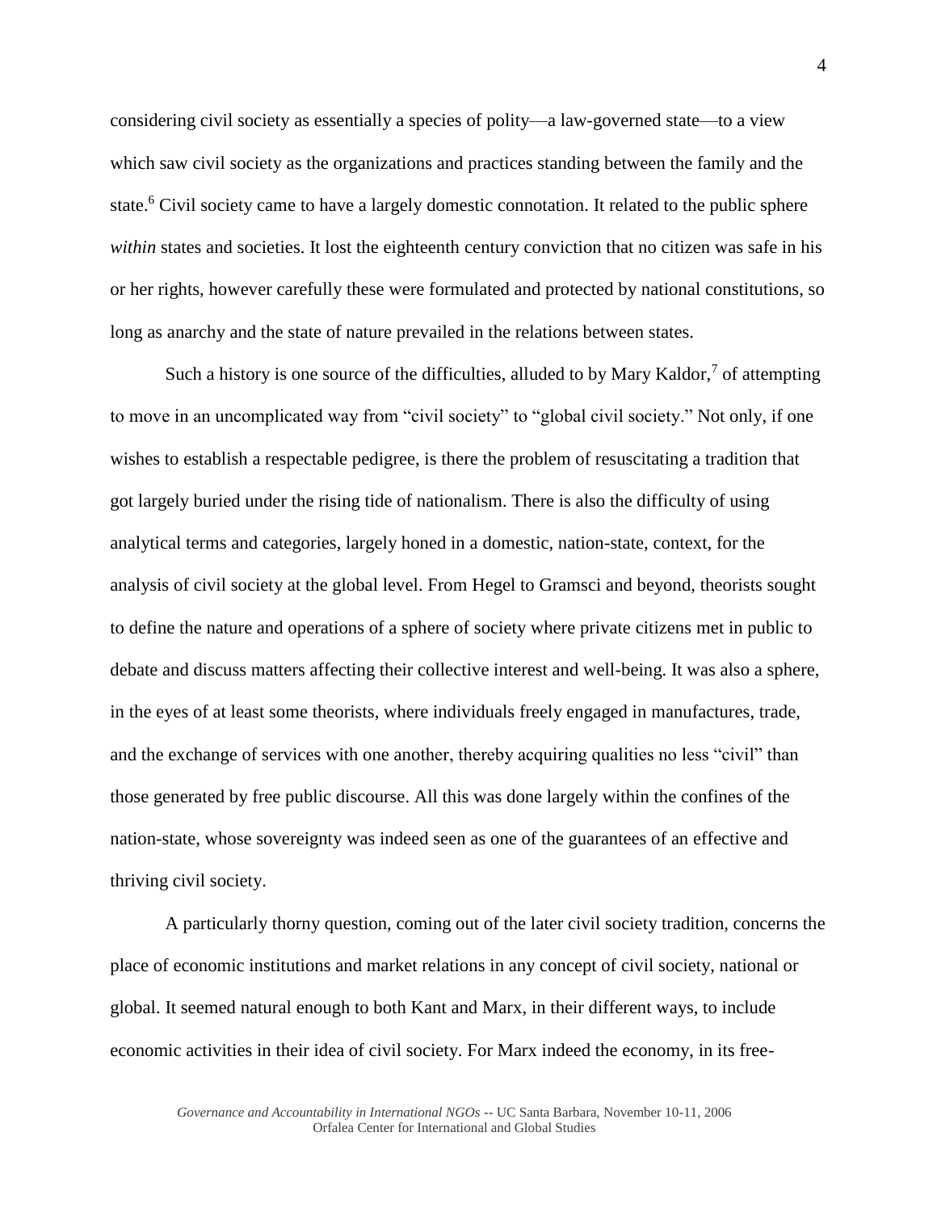considering civil society as essentially a species of polity—a law-governed state—to a view which saw civil society as the organizations and practices standing between the family and the state.[6] Civil society came to have a largely domestic connotation. It related to the public sphere *within* states and societies. It lost the eighteenth century conviction that no citizen was safe in his or her rights, however carefully these were formulated and protected by national constitutions, so long as anarchy and the state of nature prevailed in the relations between states.

Such a history is one source of the difficulties, alluded to by Mary Kaldor,[7] of attempting to move in an uncomplicated way from "civil society" to "global civil society." Not only, if one wishes to establish a respectable pedigree, is there the problem of resuscitating a tradition that got largely buried under the rising tide of nationalism. There is also the difficulty of using analytical terms and categories, largely honed in a domestic, nation-state, context, for the analysis of civil society at the global level. From Hegel to Gramsci and beyond, theorists sought to define the nature and operations of a sphere of society where private citizens met in public to debate and discuss matters affecting their collective interest and well-being. It was also a sphere, in the eyes of at least some theorists, where individuals freely engaged in manufactures, trade, and the exchange of services with one another, thereby acquiring qualities no less "civil" than those generated by free public discourse. All this was done largely within the confines of the nation-state, whose sovereignty was indeed seen as one of the guarantees of an effective and thriving civil society.

A particularly thorny question, coming out of the later civil society tradition, concerns the place of economic institutions and market relations in any concept of civil society, national or global. It seemed natural enough to both Kant and Marx, in their different ways, to include economic activities in their idea of civil society. For Marx indeed the economy, in its free-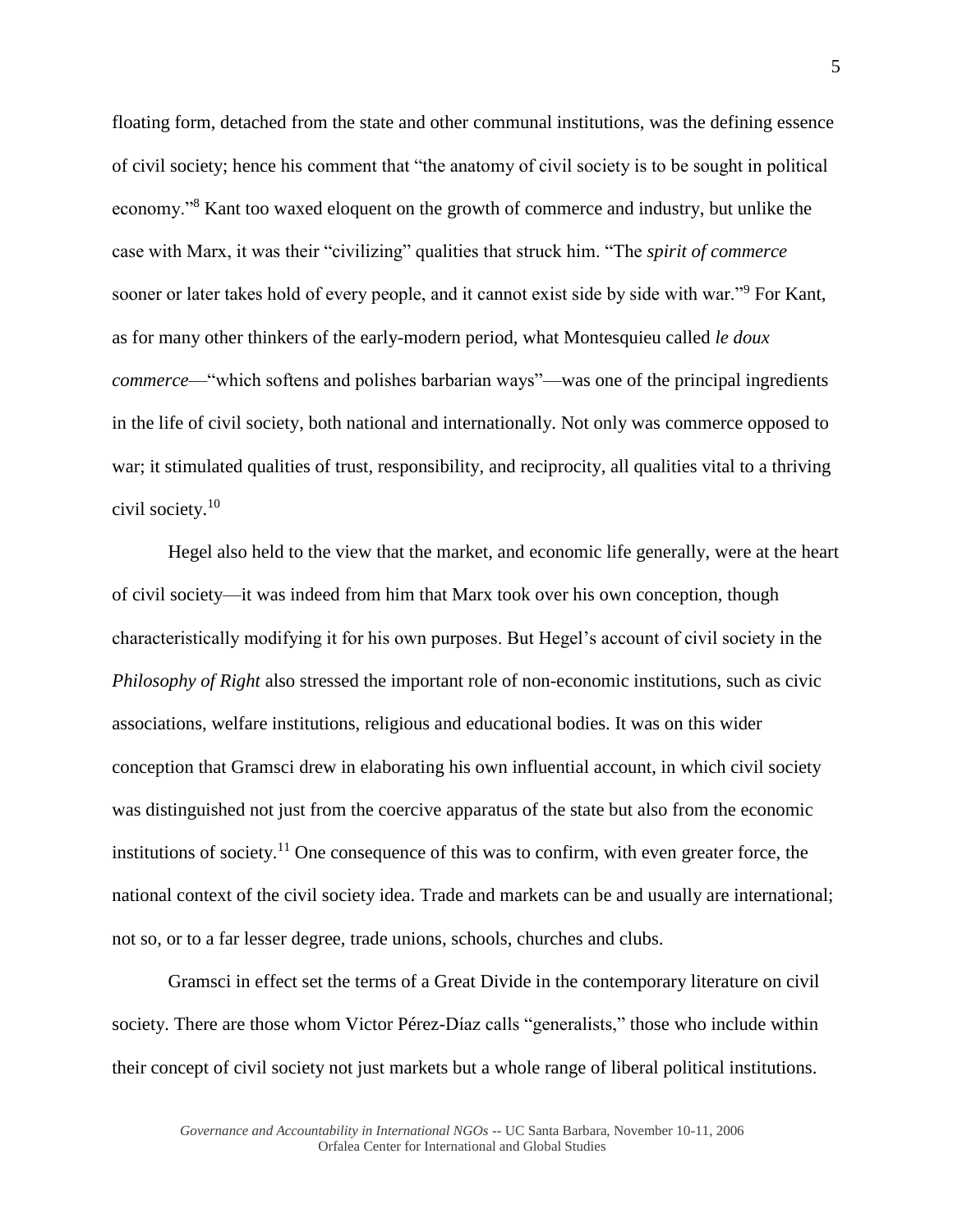floating form, detached from the state and other communal institutions, was the defining essence of civil society; hence his comment that "the anatomy of civil society is to be sought in political economy."[8] Kant too waxed eloquent on the growth of commerce and industry, but unlike the case with Marx, it was their "civilizing" qualities that struck him. "The *spirit of commerce* sooner or later takes hold of every people, and it cannot exist side by side with war."[9] For Kant, as for many other thinkers of the early-modern period, what Montesquieu called *le doux commerce*—"which softens and polishes barbarian ways"—was one of the principal ingredients in the life of civil society, both national and internationally. Not only was commerce opposed to war; it stimulated qualities of trust, responsibility, and reciprocity, all qualities vital to a thriving civil society.[10]

Hegel also held to the view that the market, and economic life generally, were at the heart of civil society—it was indeed from him that Marx took over his own conception, though characteristically modifying it for his own purposes. But Hegel's account of civil society in the *Philosophy of Right* also stressed the important role of non-economic institutions, such as civic associations, welfare institutions, religious and educational bodies. It was on this wider conception that Gramsci drew in elaborating his own influential account, in which civil society was distinguished not just from the coercive apparatus of the state but also from the economic institutions of society.[11] One consequence of this was to confirm, with even greater force, the national context of the civil society idea. Trade and markets can be and usually are international; not so, or to a far lesser degree, trade unions, schools, churches and clubs.

Gramsci in effect set the terms of a Great Divide in the contemporary literature on civil society. There are those whom Victor Pérez-Díaz calls "generalists," those who include within their concept of civil society not just markets but a whole range of liberal political institutions.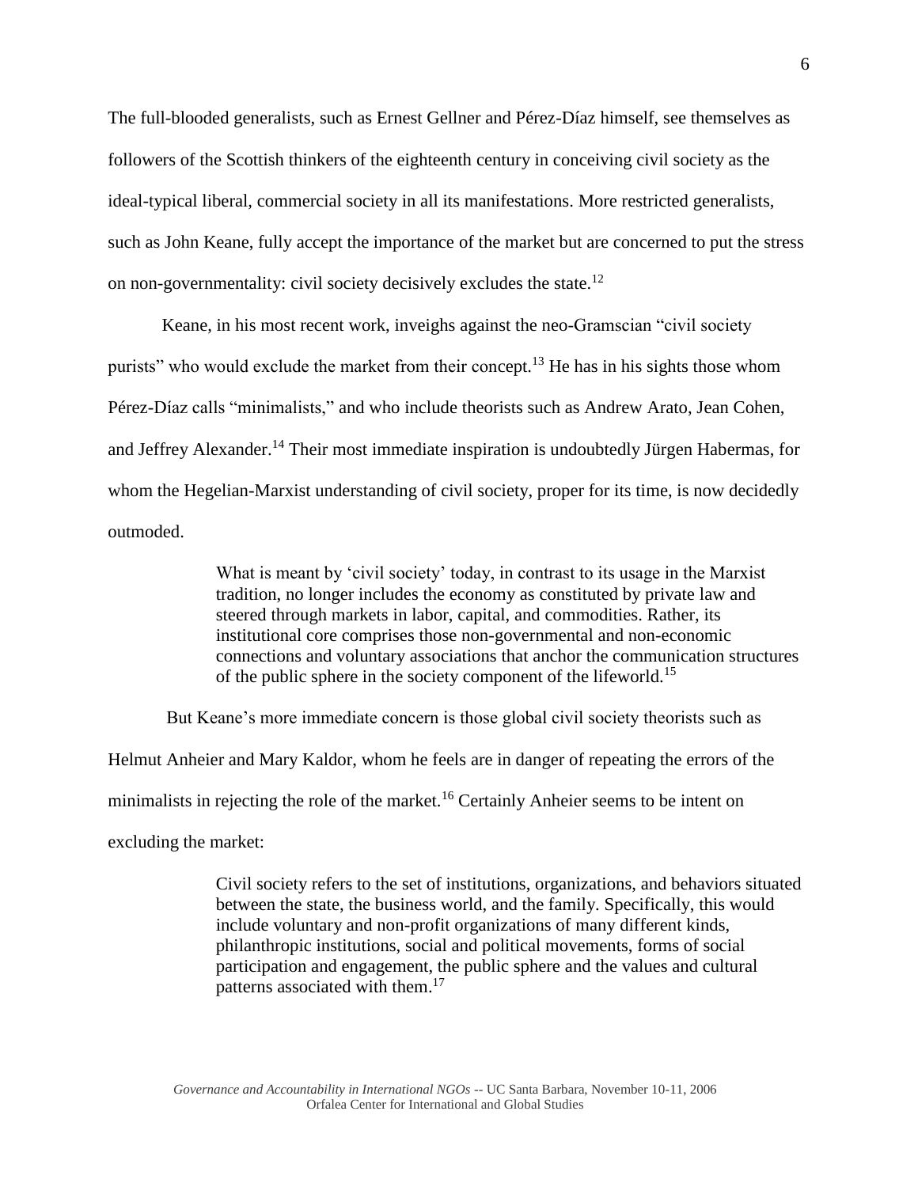The full-blooded generalists, such as Ernest Gellner and Pérez-Díaz himself, see themselves as followers of the Scottish thinkers of the eighteenth century in conceiving civil society as the ideal-typical liberal, commercial society in all its manifestations. More restricted generalists, such as John Keane, fully accept the importance of the market but are concerned to put the stress on non-governmentality: civil society decisively excludes the state.[12]

Keane, in his most recent work, inveighs against the neo-Gramscian "civil society purists" who would exclude the market from their concept.[13] He has in his sights those whom Pérez-Díaz calls "minimalists," and who include theorists such as Andrew Arato, Jean Cohen, and Jeffrey Alexander.[14] Their most immediate inspiration is undoubtedly Jürgen Habermas, for whom the Hegelian-Marxist understanding of civil society, proper for its time, is now decidedly outmoded.

> What is meant by 'civil society' today, in contrast to its usage in the Marxist tradition, no longer includes the economy as constituted by private law and steered through markets in labor, capital, and commodities. Rather, its institutional core comprises those non-governmental and non-economic connections and voluntary associations that anchor the communication structures of the public sphere in the society component of the lifeworld.[15]

But Keane's more immediate concern is those global civil society theorists such as Helmut Anheier and Mary Kaldor, whom he feels are in danger of repeating the errors of the minimalists in rejecting the role of the market.[16] Certainly Anheier seems to be intent on excluding the market:

> Civil society refers to the set of institutions, organizations, and behaviors situated between the state, the business world, and the family. Specifically, this would include voluntary and non-profit organizations of many different kinds, philanthropic institutions, social and political movements, forms of social participation and engagement, the public sphere and the values and cultural patterns associated with them.[17]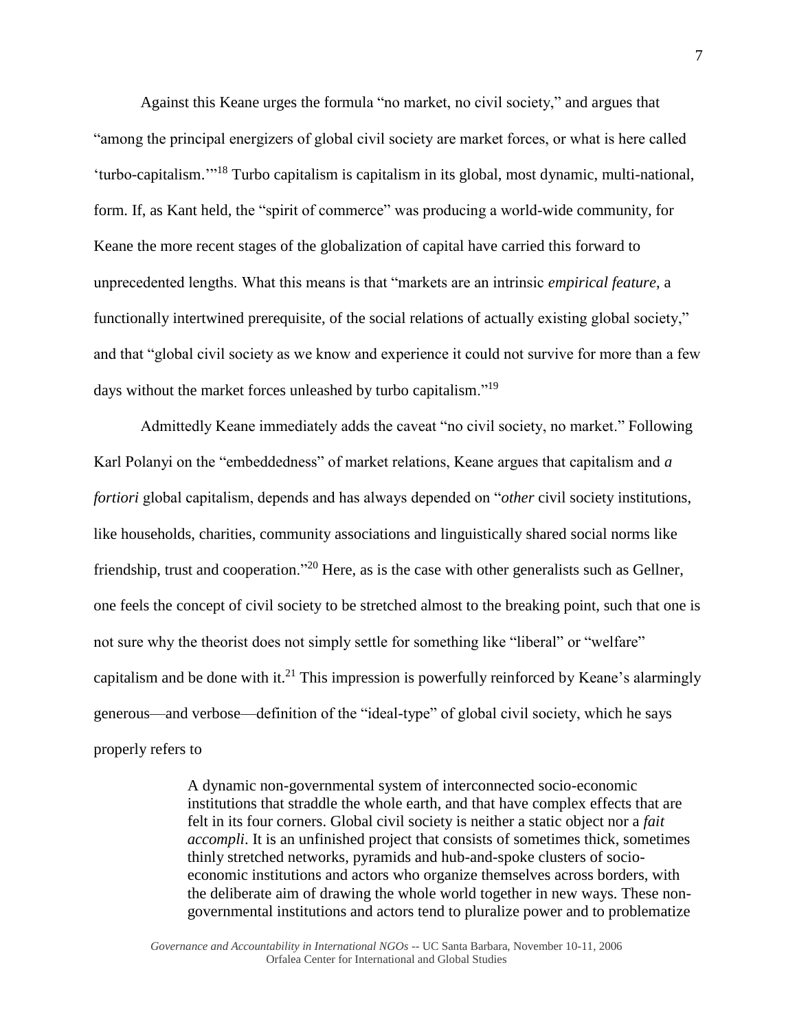Against this Keane urges the formula "no market, no civil society," and argues that "among the principal energizers of global civil society are market forces, or what is here called 'turbo-capitalism.'"[18] Turbo capitalism is capitalism in its global, most dynamic, multi-national, form. If, as Kant held, the "spirit of commerce" was producing a world-wide community, for Keane the more recent stages of the globalization of capital have carried this forward to unprecedented lengths. What this means is that "markets are an intrinsic *empirical feature*, a functionally intertwined prerequisite, of the social relations of actually existing global society," and that "global civil society as we know and experience it could not survive for more than a few days without the market forces unleashed by turbo capitalism."[19]

Admittedly Keane immediately adds the caveat "no civil society, no market." Following Karl Polanyi on the "embeddedness" of market relations, Keane argues that capitalism and *a fortiori* global capitalism, depends and has always depended on "*other* civil society institutions, like households, charities, community associations and linguistically shared social norms like friendship, trust and cooperation."[20] Here, as is the case with other generalists such as Gellner, one feels the concept of civil society to be stretched almost to the breaking point, such that one is not sure why the theorist does not simply settle for something like "liberal" or "welfare" capitalism and be done with it.[21] This impression is powerfully reinforced by Keane's alarmingly generous—and verbose—definition of the "ideal-type" of global civil society, which he says properly refers to

> A dynamic non-governmental system of interconnected socio-economic institutions that straddle the whole earth, and that have complex effects that are felt in its four corners. Global civil society is neither a static object nor a *fait accompli*. It is an unfinished project that consists of sometimes thick, sometimes thinly stretched networks, pyramids and hub-and-spoke clusters of socio-economic institutions and actors who organize themselves across borders, with the deliberate aim of drawing the whole world together in new ways. These non-governmental institutions and actors tend to pluralize power and to problematize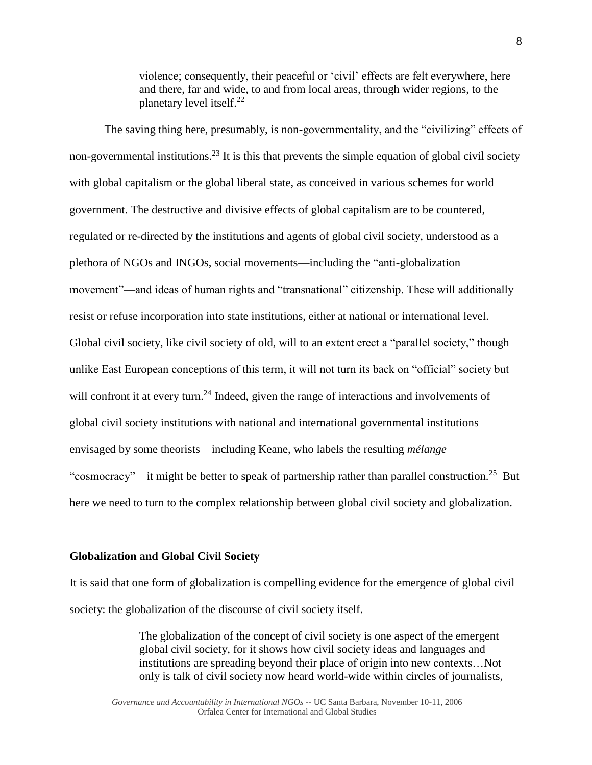> violence; consequently, their peaceful or 'civil' effects are felt everywhere, here and there, far and wide, to and from local areas, through wider regions, to the planetary level itself.[22]

The saving thing here, presumably, is non-governmentality, and the "civilizing" effects of non-governmental institutions.[23] It is this that prevents the simple equation of global civil society with global capitalism or the global liberal state, as conceived in various schemes for world government. The destructive and divisive effects of global capitalism are to be countered, regulated or re-directed by the institutions and agents of global civil society, understood as a plethora of NGOs and INGOs, social movements—including the "anti-globalization movement"—and ideas of human rights and "transnational" citizenship. These will additionally resist or refuse incorporation into state institutions, either at national or international level. Global civil society, like civil society of old, will to an extent erect a "parallel society," though unlike East European conceptions of this term, it will not turn its back on "official" society but will confront it at every turn.[24] Indeed, given the range of interactions and involvements of global civil society institutions with national and international governmental institutions envisaged by some theorists—including Keane, who labels the resulting *mélange* "cosmocracy"—it might be better to speak of partnership rather than parallel construction.[25] But here we need to turn to the complex relationship between global civil society and globalization.

**Globalization and Global Civil Society**

It is said that one form of globalization is compelling evidence for the emergence of global civil society: the globalization of the discourse of civil society itself.

> The globalization of the concept of civil society is one aspect of the emergent global civil society, for it shows how civil society ideas and languages and institutions are spreading beyond their place of origin into new contexts…Not only is talk of civil society now heard world-wide within circles of journalists,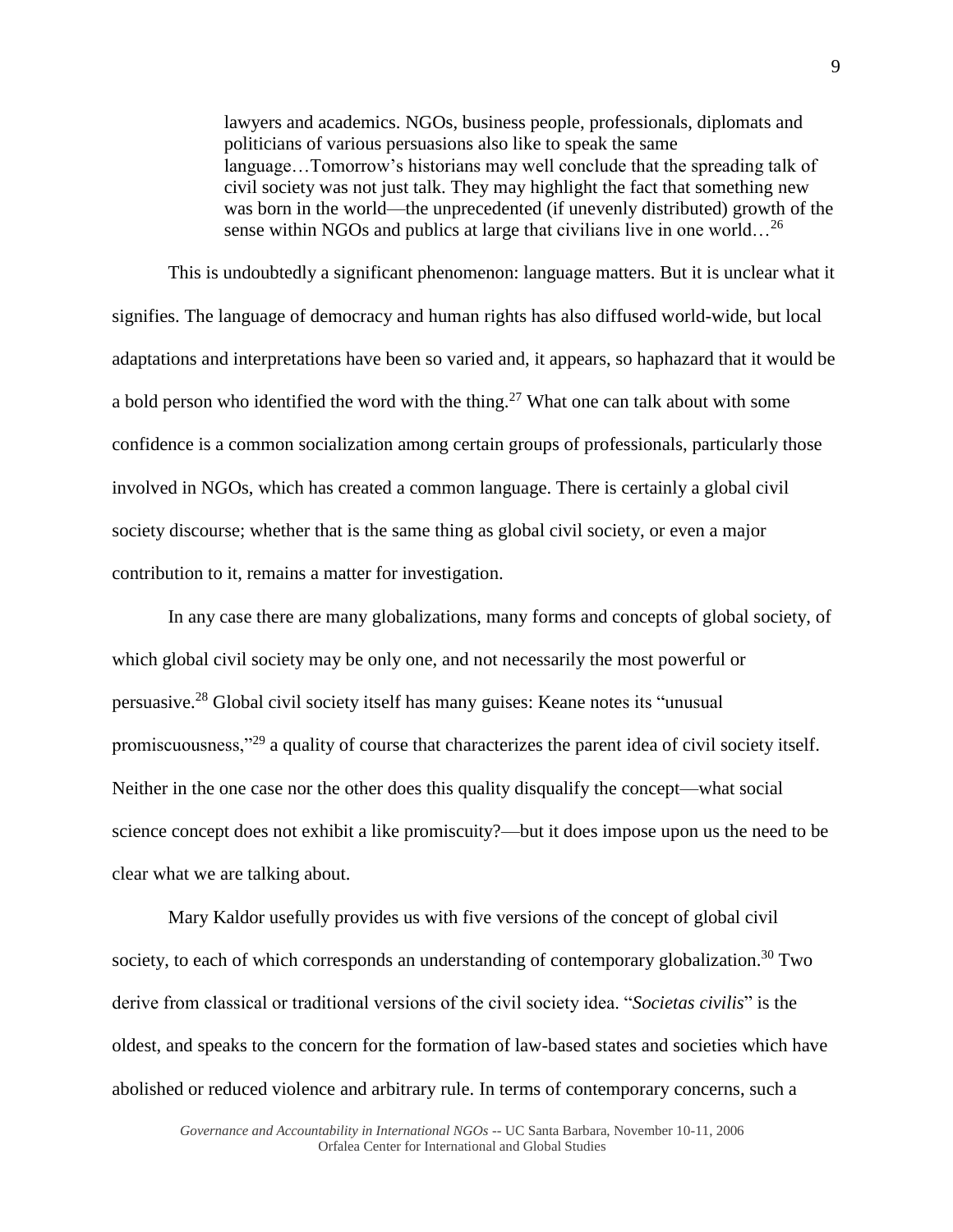> lawyers and academics. NGOs, business people, professionals, diplomats and politicians of various persuasions also like to speak the same language…Tomorrow's historians may well conclude that the spreading talk of civil society was not just talk. They may highlight the fact that something new was born in the world—the unprecedented (if unevenly distributed) growth of the sense within NGOs and publics at large that civilians live in one world…[26]

This is undoubtedly a significant phenomenon: language matters. But it is unclear what it signifies. The language of democracy and human rights has also diffused world-wide, but local adaptations and interpretations have been so varied and, it appears, so haphazard that it would be a bold person who identified the word with the thing.[27] What one can talk about with some confidence is a common socialization among certain groups of professionals, particularly those involved in NGOs, which has created a common language. There is certainly a global civil society discourse; whether that is the same thing as global civil society, or even a major contribution to it, remains a matter for investigation.

In any case there are many globalizations, many forms and concepts of global society, of which global civil society may be only one, and not necessarily the most powerful or persuasive.[28] Global civil society itself has many guises: Keane notes its "unusual promiscuousness,"[29] a quality of course that characterizes the parent idea of civil society itself. Neither in the one case nor the other does this quality disqualify the concept—what social science concept does not exhibit a like promiscuity?—but it does impose upon us the need to be clear what we are talking about.

Mary Kaldor usefully provides us with five versions of the concept of global civil society, to each of which corresponds an understanding of contemporary globalization.[30] Two derive from classical or traditional versions of the civil society idea. "*Societas civilis*" is the oldest, and speaks to the concern for the formation of law-based states and societies which have abolished or reduced violence and arbitrary rule. In terms of contemporary concerns, such a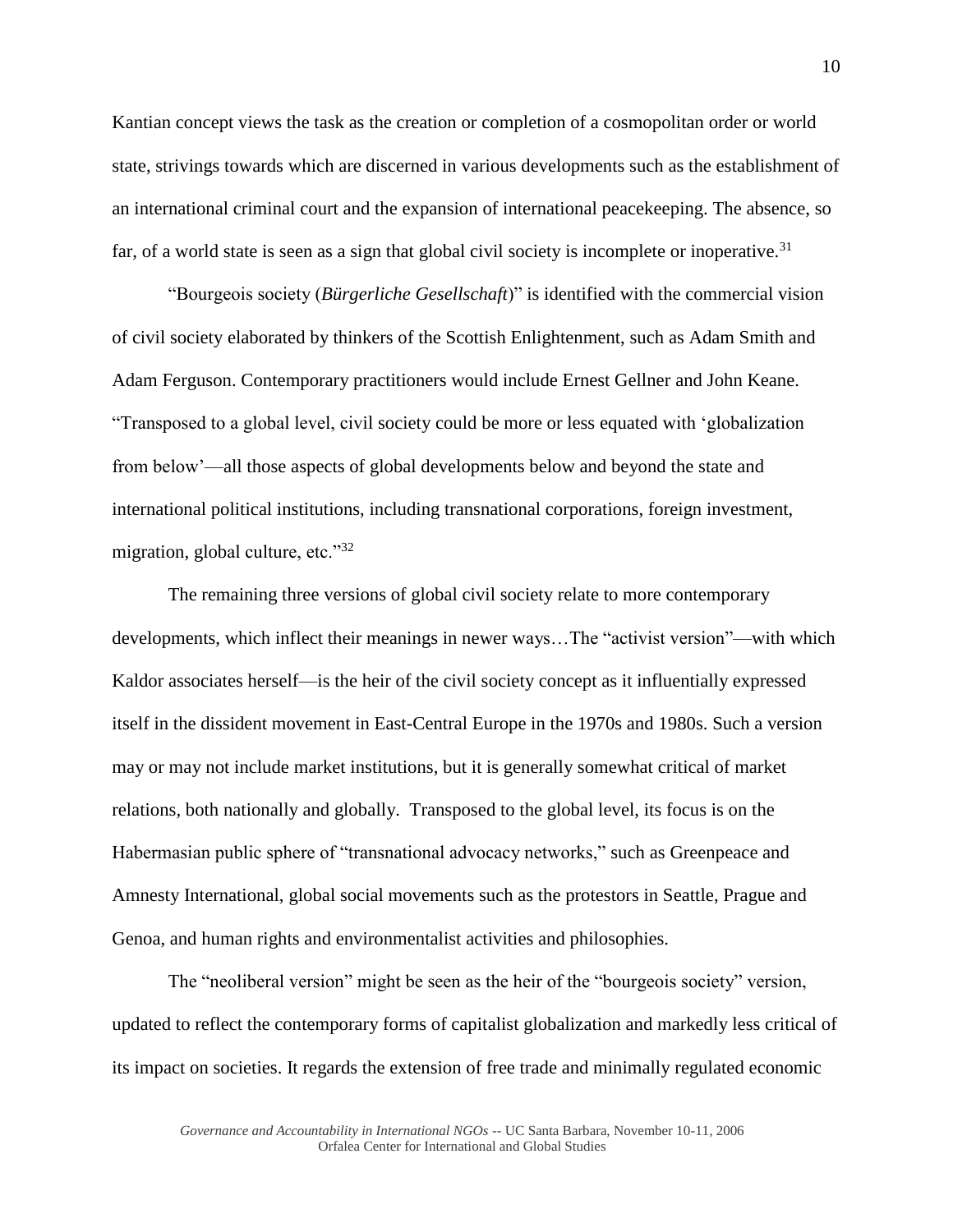Kantian concept views the task as the creation or completion of a cosmopolitan order or world state, strivings towards which are discerned in various developments such as the establishment of an international criminal court and the expansion of international peacekeeping. The absence, so far, of a world state is seen as a sign that global civil society is incomplete or inoperative.[31]

"Bourgeois society (*Bürgerliche Gesellschaft*)" is identified with the commercial vision of civil society elaborated by thinkers of the Scottish Enlightenment, such as Adam Smith and Adam Ferguson. Contemporary practitioners would include Ernest Gellner and John Keane. "Transposed to a global level, civil society could be more or less equated with 'globalization from below'—all those aspects of global developments below and beyond the state and international political institutions, including transnational corporations, foreign investment, migration, global culture, etc."[32]

The remaining three versions of global civil society relate to more contemporary developments, which inflect their meanings in newer ways…The "activist version"—with which Kaldor associates herself—is the heir of the civil society concept as it influentially expressed itself in the dissident movement in East-Central Europe in the 1970s and 1980s. Such a version may or may not include market institutions, but it is generally somewhat critical of market relations, both nationally and globally. Transposed to the global level, its focus is on the Habermasian public sphere of "transnational advocacy networks," such as Greenpeace and Amnesty International, global social movements such as the protestors in Seattle, Prague and Genoa, and human rights and environmentalist activities and philosophies.

The "neoliberal version" might be seen as the heir of the "bourgeois society" version, updated to reflect the contemporary forms of capitalist globalization and markedly less critical of its impact on societies. It regards the extension of free trade and minimally regulated economic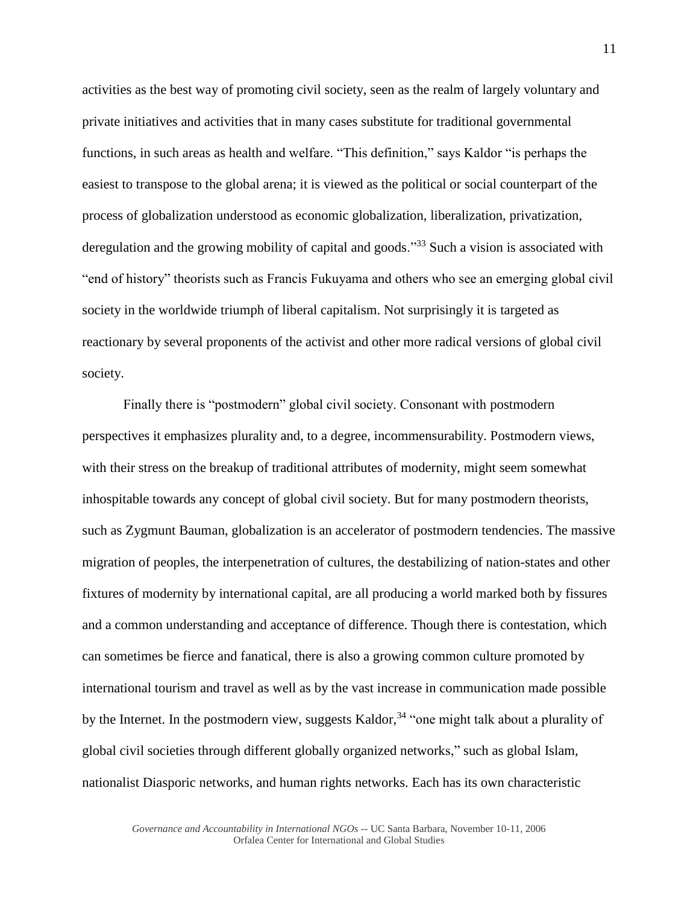activities as the best way of promoting civil society, seen as the realm of largely voluntary and private initiatives and activities that in many cases substitute for traditional governmental functions, in such areas as health and welfare. "This definition," says Kaldor "is perhaps the easiest to transpose to the global arena; it is viewed as the political or social counterpart of the process of globalization understood as economic globalization, liberalization, privatization, deregulation and the growing mobility of capital and goods."[33] Such a vision is associated with "end of history" theorists such as Francis Fukuyama and others who see an emerging global civil society in the worldwide triumph of liberal capitalism. Not surprisingly it is targeted as reactionary by several proponents of the activist and other more radical versions of global civil society.

Finally there is "postmodern" global civil society. Consonant with postmodern perspectives it emphasizes plurality and, to a degree, incommensurability. Postmodern views, with their stress on the breakup of traditional attributes of modernity, might seem somewhat inhospitable towards any concept of global civil society. But for many postmodern theorists, such as Zygmunt Bauman, globalization is an accelerator of postmodern tendencies. The massive migration of peoples, the interpenetration of cultures, the destabilizing of nation-states and other fixtures of modernity by international capital, are all producing a world marked both by fissures and a common understanding and acceptance of difference. Though there is contestation, which can sometimes be fierce and fanatical, there is also a growing common culture promoted by international tourism and travel as well as by the vast increase in communication made possible by the Internet. In the postmodern view, suggests Kaldor,[34] "one might talk about a plurality of global civil societies through different globally organized networks," such as global Islam, nationalist Diasporic networks, and human rights networks. Each has its own characteristic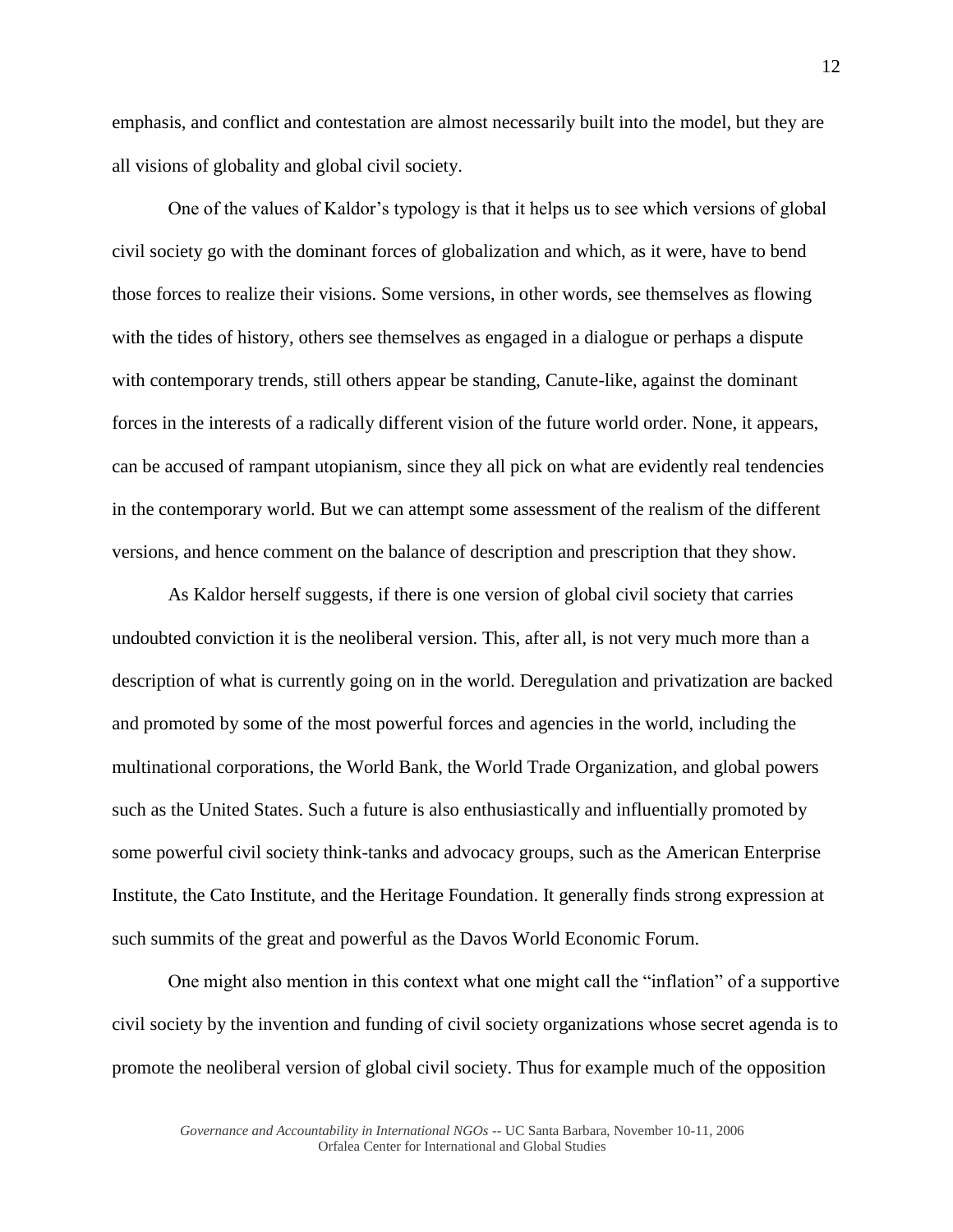emphasis, and conflict and contestation are almost necessarily built into the model, but they are all visions of globality and global civil society.

One of the values of Kaldor's typology is that it helps us to see which versions of global civil society go with the dominant forces of globalization and which, as it were, have to bend those forces to realize their visions. Some versions, in other words, see themselves as flowing with the tides of history, others see themselves as engaged in a dialogue or perhaps a dispute with contemporary trends, still others appear be standing, Canute-like, against the dominant forces in the interests of a radically different vision of the future world order. None, it appears, can be accused of rampant utopianism, since they all pick on what are evidently real tendencies in the contemporary world. But we can attempt some assessment of the realism of the different versions, and hence comment on the balance of description and prescription that they show.

As Kaldor herself suggests, if there is one version of global civil society that carries undoubted conviction it is the neoliberal version. This, after all, is not very much more than a description of what is currently going on in the world. Deregulation and privatization are backed and promoted by some of the most powerful forces and agencies in the world, including the multinational corporations, the World Bank, the World Trade Organization, and global powers such as the United States. Such a future is also enthusiastically and influentially promoted by some powerful civil society think-tanks and advocacy groups, such as the American Enterprise Institute, the Cato Institute, and the Heritage Foundation. It generally finds strong expression at such summits of the great and powerful as the Davos World Economic Forum.

One might also mention in this context what one might call the "inflation" of a supportive civil society by the invention and funding of civil society organizations whose secret agenda is to promote the neoliberal version of global civil society. Thus for example much of the opposition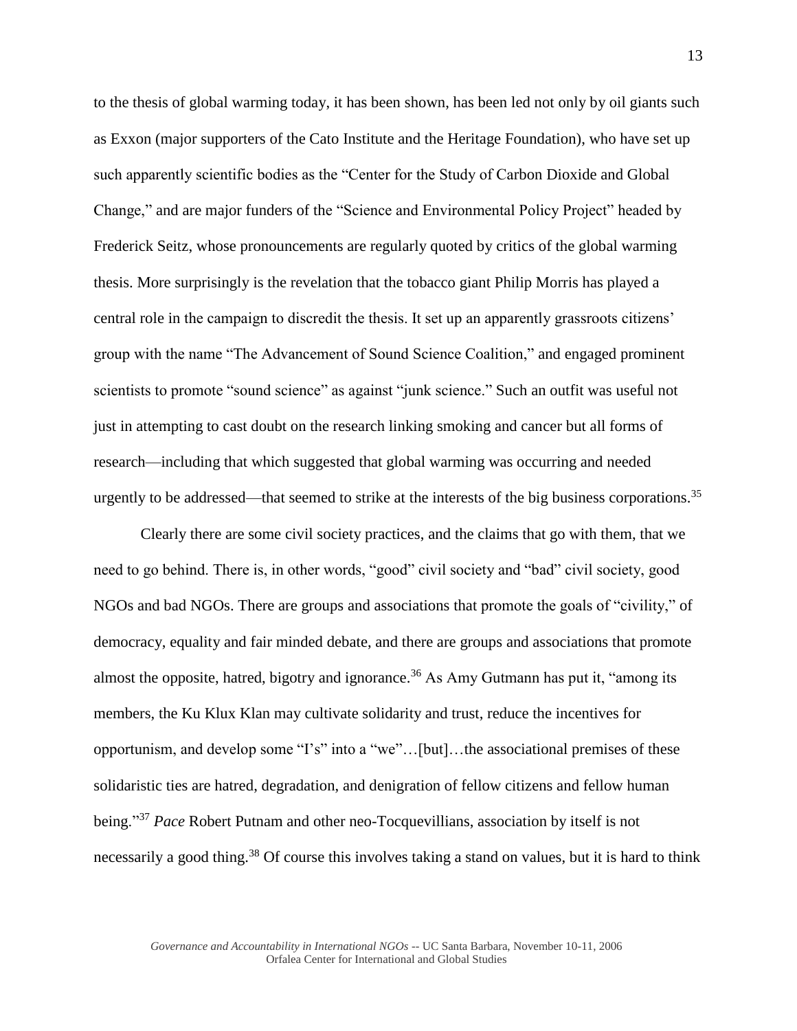to the thesis of global warming today, it has been shown, has been led not only by oil giants such as Exxon (major supporters of the Cato Institute and the Heritage Foundation), who have set up such apparently scientific bodies as the "Center for the Study of Carbon Dioxide and Global Change," and are major funders of the "Science and Environmental Policy Project" headed by Frederick Seitz, whose pronouncements are regularly quoted by critics of the global warming thesis. More surprisingly is the revelation that the tobacco giant Philip Morris has played a central role in the campaign to discredit the thesis. It set up an apparently grassroots citizens' group with the name "The Advancement of Sound Science Coalition," and engaged prominent scientists to promote "sound science" as against "junk science." Such an outfit was useful not just in attempting to cast doubt on the research linking smoking and cancer but all forms of research—including that which suggested that global warming was occurring and needed urgently to be addressed—that seemed to strike at the interests of the big business corporations.[35]

Clearly there are some civil society practices, and the claims that go with them, that we need to go behind. There is, in other words, "good" civil society and "bad" civil society, good NGOs and bad NGOs. There are groups and associations that promote the goals of "civility," of democracy, equality and fair minded debate, and there are groups and associations that promote almost the opposite, hatred, bigotry and ignorance.[36] As Amy Gutmann has put it, "among its members, the Ku Klux Klan may cultivate solidarity and trust, reduce the incentives for opportunism, and develop some "I's" into a "we"…[but]…the associational premises of these solidaristic ties are hatred, degradation, and denigration of fellow citizens and fellow human being."[37] *Pace* Robert Putnam and other neo-Tocquevillians, association by itself is not necessarily a good thing.[38] Of course this involves taking a stand on values, but it is hard to think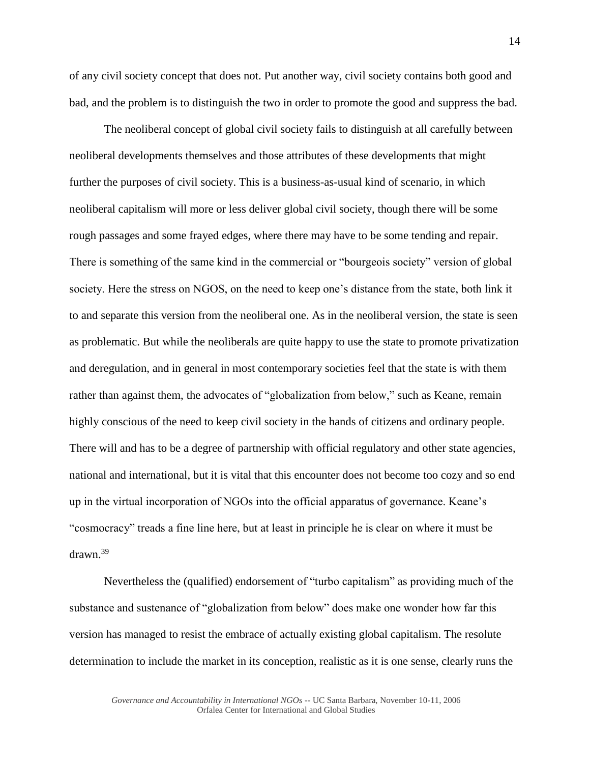of any civil society concept that does not. Put another way, civil society contains both good and bad, and the problem is to distinguish the two in order to promote the good and suppress the bad.

The neoliberal concept of global civil society fails to distinguish at all carefully between neoliberal developments themselves and those attributes of these developments that might further the purposes of civil society. This is a business-as-usual kind of scenario, in which neoliberal capitalism will more or less deliver global civil society, though there will be some rough passages and some frayed edges, where there may have to be some tending and repair. There is something of the same kind in the commercial or "bourgeois society" version of global society. Here the stress on NGOS, on the need to keep one's distance from the state, both link it to and separate this version from the neoliberal one. As in the neoliberal version, the state is seen as problematic. But while the neoliberals are quite happy to use the state to promote privatization and deregulation, and in general in most contemporary societies feel that the state is with them rather than against them, the advocates of "globalization from below," such as Keane, remain highly conscious of the need to keep civil society in the hands of citizens and ordinary people. There will and has to be a degree of partnership with official regulatory and other state agencies, national and international, but it is vital that this encounter does not become too cozy and so end up in the virtual incorporation of NGOs into the official apparatus of governance. Keane's "cosmocracy" treads a fine line here, but at least in principle he is clear on where it must be drawn.[39]

Nevertheless the (qualified) endorsement of "turbo capitalism" as providing much of the substance and sustenance of "globalization from below" does make one wonder how far this version has managed to resist the embrace of actually existing global capitalism. The resolute determination to include the market in its conception, realistic as it is one sense, clearly runs the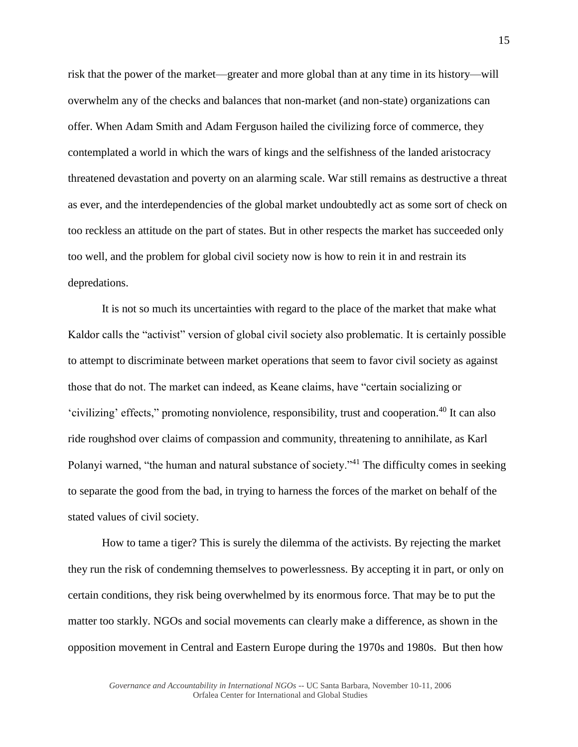risk that the power of the market—greater and more global than at any time in its history—will overwhelm any of the checks and balances that non-market (and non-state) organizations can offer. When Adam Smith and Adam Ferguson hailed the civilizing force of commerce, they contemplated a world in which the wars of kings and the selfishness of the landed aristocracy threatened devastation and poverty on an alarming scale. War still remains as destructive a threat as ever, and the interdependencies of the global market undoubtedly act as some sort of check on too reckless an attitude on the part of states. But in other respects the market has succeeded only too well, and the problem for global civil society now is how to rein it in and restrain its depredations.

It is not so much its uncertainties with regard to the place of the market that make what Kaldor calls the "activist" version of global civil society also problematic. It is certainly possible to attempt to discriminate between market operations that seem to favor civil society as against those that do not. The market can indeed, as Keane claims, have "certain socializing or 'civilizing' effects," promoting nonviolence, responsibility, trust and cooperation.[40] It can also ride roughshod over claims of compassion and community, threatening to annihilate, as Karl Polanyi warned, "the human and natural substance of society."[41] The difficulty comes in seeking to separate the good from the bad, in trying to harness the forces of the market on behalf of the stated values of civil society.

How to tame a tiger? This is surely the dilemma of the activists. By rejecting the market they run the risk of condemning themselves to powerlessness. By accepting it in part, or only on certain conditions, they risk being overwhelmed by its enormous force. That may be to put the matter too starkly. NGOs and social movements can clearly make a difference, as shown in the opposition movement in Central and Eastern Europe during the 1970s and 1980s. But then how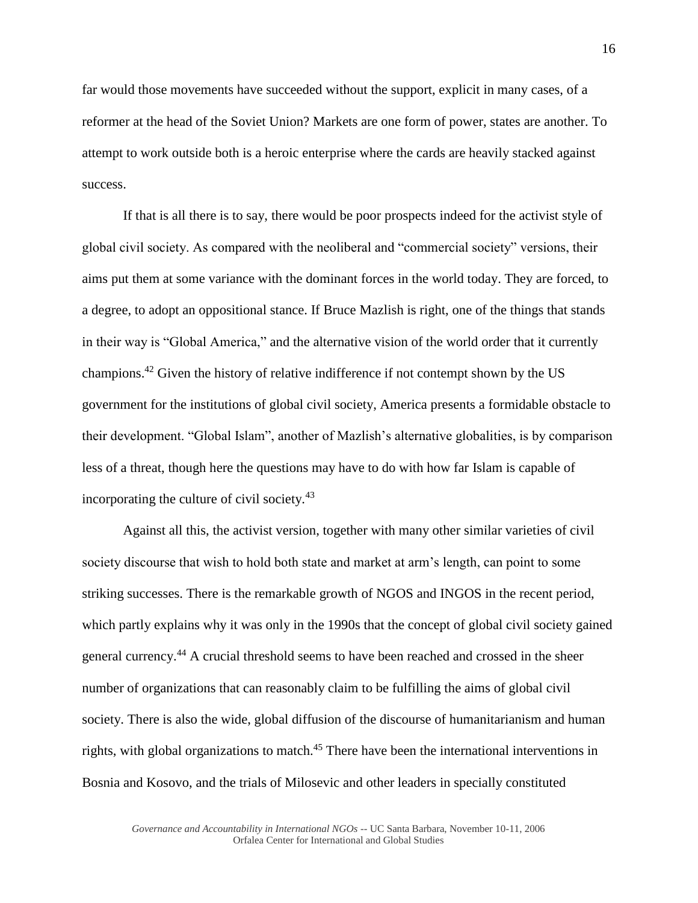far would those movements have succeeded without the support, explicit in many cases, of a reformer at the head of the Soviet Union? Markets are one form of power, states are another. To attempt to work outside both is a heroic enterprise where the cards are heavily stacked against success.

If that is all there is to say, there would be poor prospects indeed for the activist style of global civil society. As compared with the neoliberal and "commercial society" versions, their aims put them at some variance with the dominant forces in the world today. They are forced, to a degree, to adopt an oppositional stance. If Bruce Mazlish is right, one of the things that stands in their way is "Global America," and the alternative vision of the world order that it currently champions.[42] Given the history of relative indifference if not contempt shown by the US government for the institutions of global civil society, America presents a formidable obstacle to their development. "Global Islam", another of Mazlish's alternative globalities, is by comparison less of a threat, though here the questions may have to do with how far Islam is capable of incorporating the culture of civil society.[43]

Against all this, the activist version, together with many other similar varieties of civil society discourse that wish to hold both state and market at arm's length, can point to some striking successes. There is the remarkable growth of NGOS and INGOS in the recent period, which partly explains why it was only in the 1990s that the concept of global civil society gained general currency.[44] A crucial threshold seems to have been reached and crossed in the sheer number of organizations that can reasonably claim to be fulfilling the aims of global civil society. There is also the wide, global diffusion of the discourse of humanitarianism and human rights, with global organizations to match.[45] There have been the international interventions in Bosnia and Kosovo, and the trials of Milosevic and other leaders in specially constituted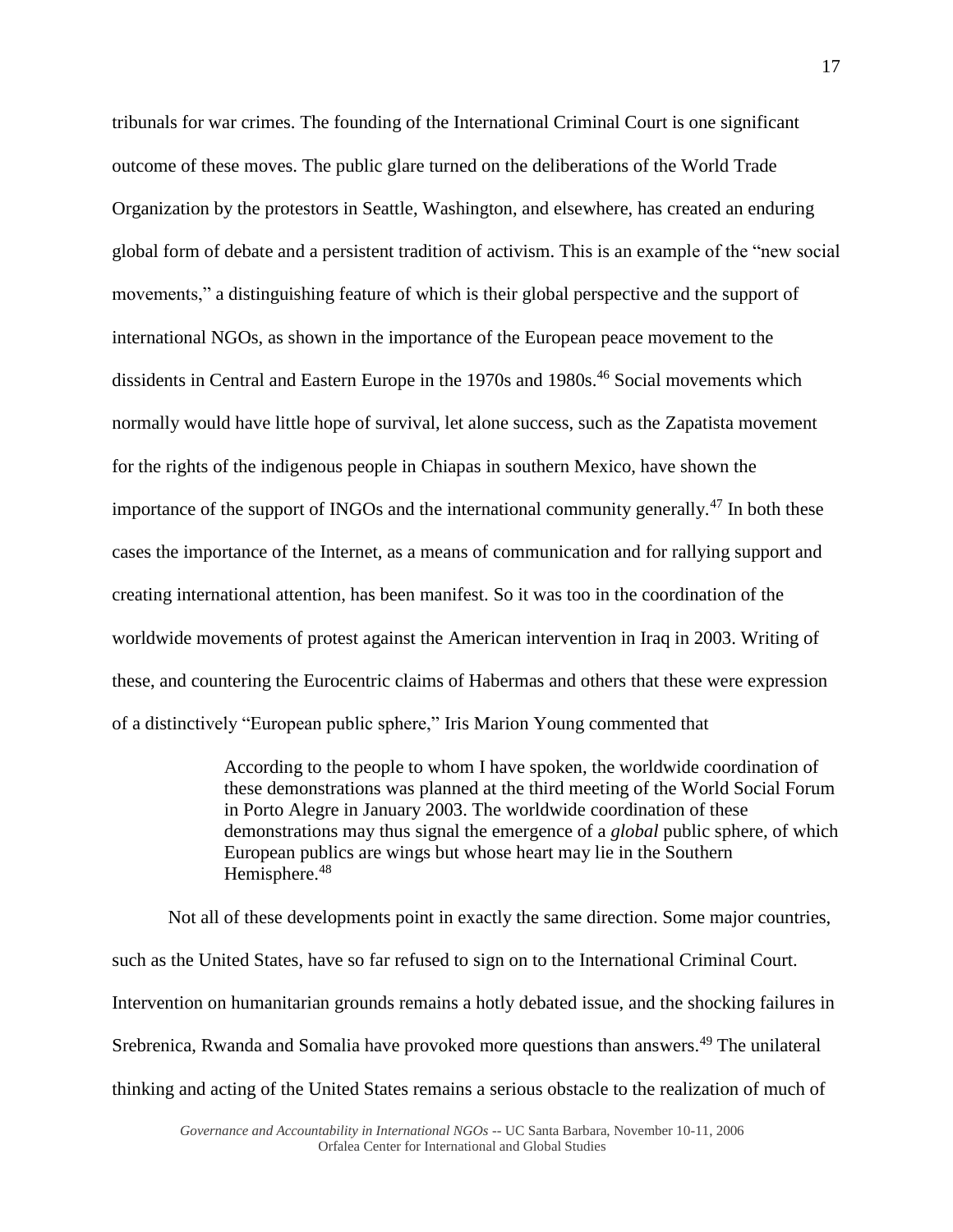tribunals for war crimes. The founding of the International Criminal Court is one significant outcome of these moves. The public glare turned on the deliberations of the World Trade Organization by the protestors in Seattle, Washington, and elsewhere, has created an enduring global form of debate and a persistent tradition of activism. This is an example of the "new social movements," a distinguishing feature of which is their global perspective and the support of international NGOs, as shown in the importance of the European peace movement to the dissidents in Central and Eastern Europe in the 1970s and 1980s.[46] Social movements which normally would have little hope of survival, let alone success, such as the Zapatista movement for the rights of the indigenous people in Chiapas in southern Mexico, have shown the importance of the support of INGOs and the international community generally.[47] In both these cases the importance of the Internet, as a means of communication and for rallying support and creating international attention, has been manifest. So it was too in the coordination of the worldwide movements of protest against the American intervention in Iraq in 2003. Writing of these, and countering the Eurocentric claims of Habermas and others that these were expression of a distinctively "European public sphere," Iris Marion Young commented that

> According to the people to whom I have spoken, the worldwide coordination of these demonstrations was planned at the third meeting of the World Social Forum in Porto Alegre in January 2003. The worldwide coordination of these demonstrations may thus signal the emergence of a *global* public sphere, of which European publics are wings but whose heart may lie in the Southern Hemisphere.[48]

Not all of these developments point in exactly the same direction. Some major countries, such as the United States, have so far refused to sign on to the International Criminal Court. Intervention on humanitarian grounds remains a hotly debated issue, and the shocking failures in Srebrenica, Rwanda and Somalia have provoked more questions than answers.[49] The unilateral thinking and acting of the United States remains a serious obstacle to the realization of much of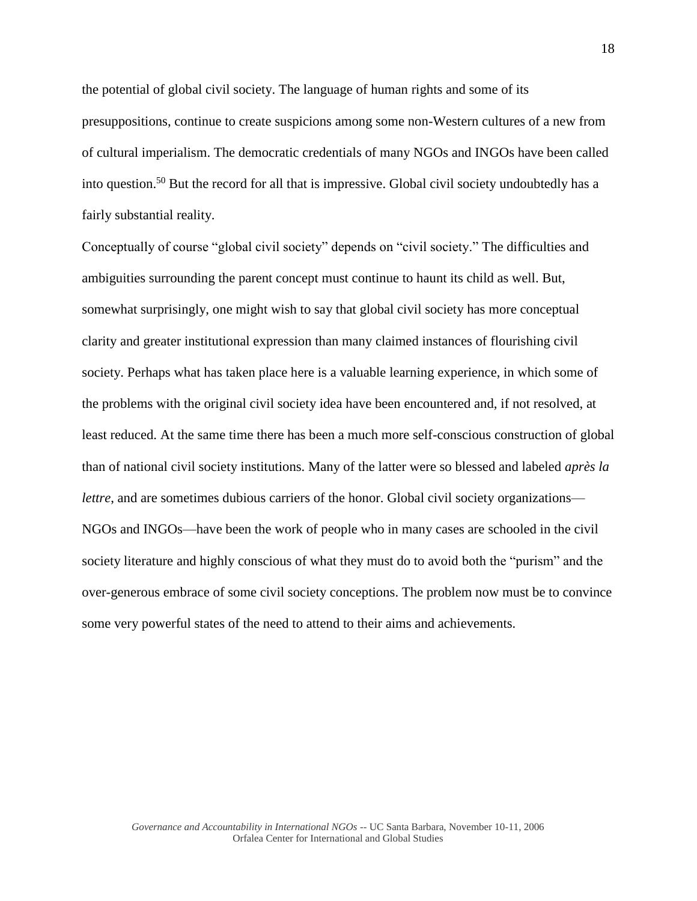the potential of global civil society. The language of human rights and some of its presuppositions, continue to create suspicions among some non-Western cultures of a new from of cultural imperialism. The democratic credentials of many NGOs and INGOs have been called into question.[50] But the record for all that is impressive. Global civil society undoubtedly has a fairly substantial reality.

Conceptually of course "global civil society" depends on "civil society." The difficulties and ambiguities surrounding the parent concept must continue to haunt its child as well. But, somewhat surprisingly, one might wish to say that global civil society has more conceptual clarity and greater institutional expression than many claimed instances of flourishing civil society. Perhaps what has taken place here is a valuable learning experience, in which some of the problems with the original civil society idea have been encountered and, if not resolved, at least reduced. At the same time there has been a much more self-conscious construction of global than of national civil society institutions. Many of the latter were so blessed and labeled *après la lettre*, and are sometimes dubious carriers of the honor. Global civil society organizations—NGOs and INGOs—have been the work of people who in many cases are schooled in the civil society literature and highly conscious of what they must do to avoid both the "purism" and the over-generous embrace of some civil society conceptions. The problem now must be to convince some very powerful states of the need to attend to their aims and achievements.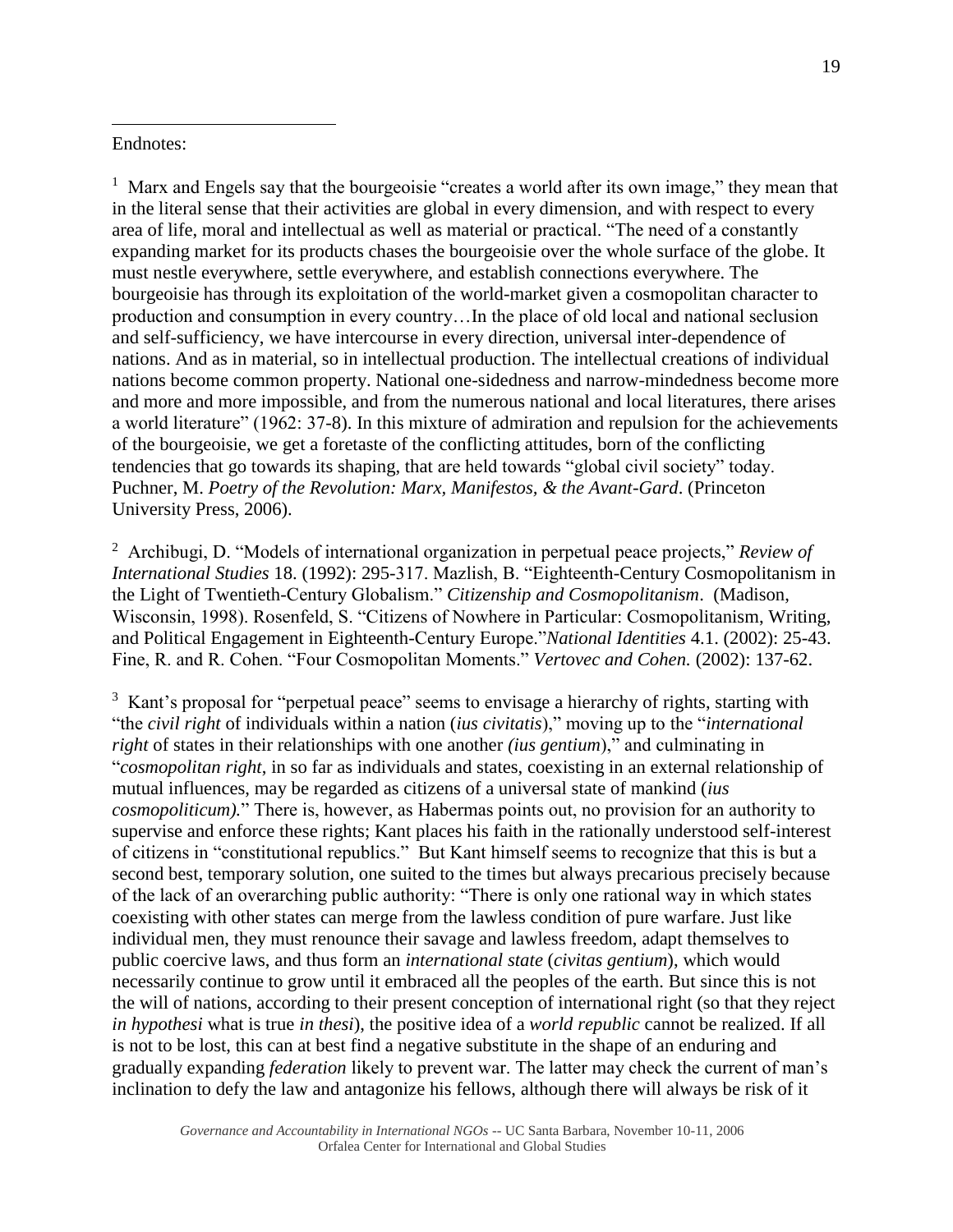Endnotes:

[1] Marx and Engels say that the bourgeoisie "creates a world after its own image," they mean that in the literal sense that their activities are global in every dimension, and with respect to every area of life, moral and intellectual as well as material or practical. "The need of a constantly expanding market for its products chases the bourgeoisie over the whole surface of the globe. It must nestle everywhere, settle everywhere, and establish connections everywhere. The bourgeoisie has through its exploitation of the world-market given a cosmopolitan character to production and consumption in every country…In the place of old local and national seclusion and self-sufficiency, we have intercourse in every direction, universal inter-dependence of nations. And as in material, so in intellectual production. The intellectual creations of individual nations become common property. National one-sidedness and narrow-mindedness become more and more and more impossible, and from the numerous national and local literatures, there arises a world literature" (1962: 37-8). In this mixture of admiration and repulsion for the achievements of the bourgeoisie, we get a foretaste of the conflicting attitudes, born of the conflicting tendencies that go towards its shaping, that are held towards "global civil society" today. Puchner, M. *Poetry of the Revolution: Marx, Manifestos, & the Avant-Gard*. (Princeton University Press, 2006).

[2] Archibugi, D. "Models of international organization in perpetual peace projects," *Review of International Studies* 18. (1992): 295-317. Mazlish, B. "Eighteenth-Century Cosmopolitanism in the Light of Twentieth-Century Globalism." *Citizenship and Cosmopolitanism*. (Madison, Wisconsin, 1998). Rosenfeld, S. "Citizens of Nowhere in Particular: Cosmopolitanism, Writing, and Political Engagement in Eighteenth-Century Europe."*National Identities* 4.1. (2002): 25-43. Fine, R. and R. Cohen. "Four Cosmopolitan Moments." *Vertovec and Cohen.* (2002): 137-62.

[3] Kant's proposal for "perpetual peace" seems to envisage a hierarchy of rights, starting with "the *civil right* of individuals within a nation (*ius civitatis*)," moving up to the "*international right* of states in their relationships with one another *(ius gentium*)," and culminating in "*cosmopolitan right*, in so far as individuals and states, coexisting in an external relationship of mutual influences, may be regarded as citizens of a universal state of mankind (*ius cosmopoliticum).*" There is, however, as Habermas points out, no provision for an authority to supervise and enforce these rights; Kant places his faith in the rationally understood self-interest of citizens in "constitutional republics." But Kant himself seems to recognize that this is but a second best, temporary solution, one suited to the times but always precarious precisely because of the lack of an overarching public authority: "There is only one rational way in which states coexisting with other states can merge from the lawless condition of pure warfare. Just like individual men, they must renounce their savage and lawless freedom, adapt themselves to public coercive laws, and thus form an *international state* (*civitas gentium*), which would necessarily continue to grow until it embraced all the peoples of the earth. But since this is not the will of nations, according to their present conception of international right (so that they reject *in hypothesi* what is true *in thesi*), the positive idea of a *world republic* cannot be realized. If all is not to be lost, this can at best find a negative substitute in the shape of an enduring and gradually expanding *federation* likely to prevent war. The latter may check the current of man's inclination to defy the law and antagonize his fellows, although there will always be risk of it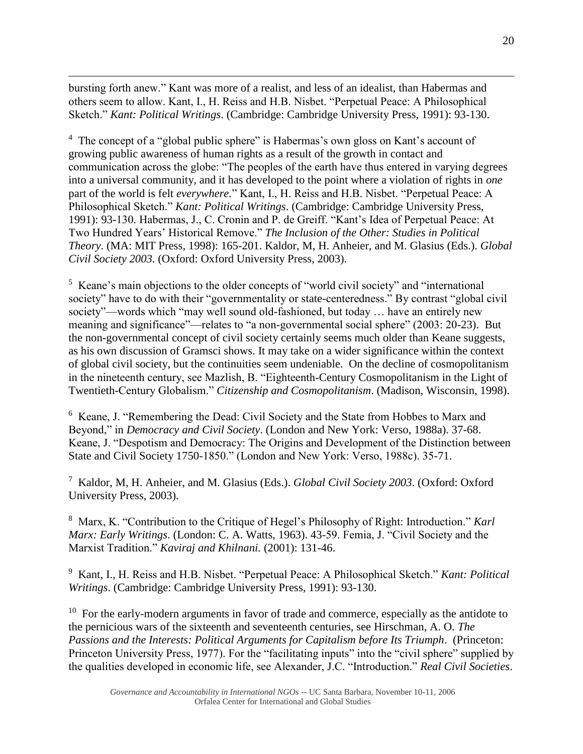bursting forth anew." Kant was more of a realist, and less of an idealist, than Habermas and others seem to allow. Kant, I., H. Reiss and H.B. Nisbet. "Perpetual Peace: A Philosophical Sketch." *Kant: Political Writings*. (Cambridge: Cambridge University Press, 1991): 93-130.

[4] The concept of a "global public sphere" is Habermas's own gloss on Kant's account of growing public awareness of human rights as a result of the growth in contact and communication across the globe: "The peoples of the earth have thus entered in varying degrees into a universal community, and it has developed to the point where a violation of rights in *one* part of the world is felt *everywhere*." Kant, I., H. Reiss and H.B. Nisbet. "Perpetual Peace: A Philosophical Sketch." *Kant: Political Writings*. (Cambridge: Cambridge University Press, 1991): 93-130. Habermas, J., C. Cronin and P. de Greiff. "Kant's Idea of Perpetual Peace: At Two Hundred Years' Historical Remove." *The Inclusion of the Other: Studies in Political Theory*. (MA: MIT Press, 1998): 165-201. Kaldor, M, H. Anheier, and M. Glasius (Eds.). *Global Civil Society 2003*. (Oxford: Oxford University Press, 2003).

[5] Keane's main objections to the older concepts of "world civil society" and "international society" have to do with their "governmentality or state-centeredness." By contrast "global civil society"—words which "may well sound old-fashioned, but today … have an entirely new meaning and significance"—relates to "a non-governmental social sphere" (2003: 20-23). But the non-governmental concept of civil society certainly seems much older than Keane suggests, as his own discussion of Gramsci shows. It may take on a wider significance within the context of global civil society, but the continuities seem undeniable. On the decline of cosmopolitanism in the nineteenth century, see Mazlish, B. "Eighteenth-Century Cosmopolitanism in the Light of Twentieth-Century Globalism." *Citizenship and Cosmopolitanism*. (Madison, Wisconsin, 1998).

[6] Keane, J. "Remembering the Dead: Civil Society and the State from Hobbes to Marx and Beyond," in *Democracy and Civil Society*. (London and New York: Verso, 1988a). 37-68. Keane, J. "Despotism and Democracy: The Origins and Development of the Distinction between State and Civil Society 1750-1850." (London and New York: Verso, 1988c). 35-71.

[7] Kaldor, M, H. Anheier, and M. Glasius (Eds.). *Global Civil Society 2003*. (Oxford: Oxford University Press, 2003).

[8] Marx, K. "Contribution to the Critique of Hegel's Philosophy of Right: Introduction." *Karl Marx: Early Writings*. (London: C. A. Watts, 1963). 43-59. Femia, J. "Civil Society and the Marxist Tradition." *Kaviraj and Khilnani.* (2001): 131-46.

[9] Kant, I., H. Reiss and H.B. Nisbet. "Perpetual Peace: A Philosophical Sketch." *Kant: Political Writings*. (Cambridge: Cambridge University Press, 1991): 93-130.

[10] For the early-modern arguments in favor of trade and commerce, especially as the antidote to the pernicious wars of the sixteenth and seventeenth centuries, see Hirschman, A. O. *The Passions and the Interests: Political Arguments for Capitalism before Its Triumph*. (Princeton: Princeton University Press, 1977). For the "facilitating inputs" into the "civil sphere" supplied by the qualities developed in economic life, see Alexander, J.C. "Introduction." *Real Civil Societies*.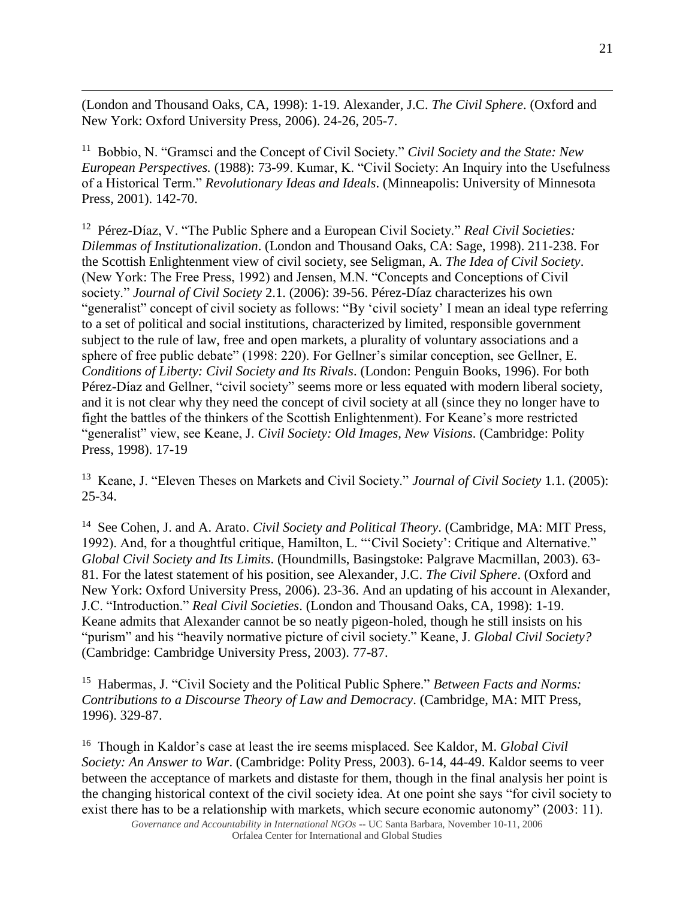(London and Thousand Oaks, CA, 1998): 1-19. Alexander, J.C. *The Civil Sphere*. (Oxford and New York: Oxford University Press, 2006). 24-26, 205-7.

[11] Bobbio, N. "Gramsci and the Concept of Civil Society." *Civil Society and the State: New European Perspectives.* (1988): 73-99. Kumar, K. "Civil Society: An Inquiry into the Usefulness of a Historical Term." *Revolutionary Ideas and Ideals*. (Minneapolis: University of Minnesota Press, 2001). 142-70.

[12] Pérez-Díaz, V. "The Public Sphere and a European Civil Society." *Real Civil Societies: Dilemmas of Institutionalization*. (London and Thousand Oaks, CA: Sage, 1998). 211-238. For the Scottish Enlightenment view of civil society, see Seligman, A. *The Idea of Civil Society*. (New York: The Free Press, 1992) and Jensen, M.N. "Concepts and Conceptions of Civil society." *Journal of Civil Society* 2.1. (2006): 39-56. Pérez-Díaz characterizes his own "generalist" concept of civil society as follows: "By 'civil society' I mean an ideal type referring to a set of political and social institutions, characterized by limited, responsible government subject to the rule of law, free and open markets, a plurality of voluntary associations and a sphere of free public debate" (1998: 220). For Gellner's similar conception, see Gellner, E. *Conditions of Liberty: Civil Society and Its Rivals*. (London: Penguin Books, 1996). For both Pérez-Díaz and Gellner, "civil society" seems more or less equated with modern liberal society, and it is not clear why they need the concept of civil society at all (since they no longer have to fight the battles of the thinkers of the Scottish Enlightenment). For Keane's more restricted "generalist" view, see Keane, J. *Civil Society: Old Images, New Visions*. (Cambridge: Polity Press, 1998). 17-19

[13] Keane, J. "Eleven Theses on Markets and Civil Society." *Journal of Civil Society* 1.1. (2005): 25-34.

[14] See Cohen, J. and A. Arato. *Civil Society and Political Theory*. (Cambridge, MA: MIT Press, 1992). And, for a thoughtful critique, Hamilton, L. "'Civil Society': Critique and Alternative." *Global Civil Society and Its Limits*. (Houndmills, Basingstoke: Palgrave Macmillan, 2003). 63-81. For the latest statement of his position, see Alexander, J.C. *The Civil Sphere*. (Oxford and New York: Oxford University Press, 2006). 23-36. And an updating of his account in Alexander, J.C. "Introduction." *Real Civil Societies*. (London and Thousand Oaks, CA, 1998): 1-19. Keane admits that Alexander cannot be so neatly pigeon-holed, though he still insists on his "purism" and his "heavily normative picture of civil society." Keane, J. *Global Civil Society?* (Cambridge: Cambridge University Press, 2003). 77-87.

[15] Habermas, J. "Civil Society and the Political Public Sphere." *Between Facts and Norms: Contributions to a Discourse Theory of Law and Democracy*. (Cambridge, MA: MIT Press, 1996). 329-87.

[16] Though in Kaldor's case at least the ire seems misplaced. See Kaldor, M. *Global Civil Society: An Answer to War*. (Cambridge: Polity Press, 2003). 6-14, 44-49. Kaldor seems to veer between the acceptance of markets and distaste for them, though in the final analysis her point is the changing historical context of the civil society idea. At one point she says "for civil society to exist there has to be a relationship with markets, which secure economic autonomy" (2003: 11).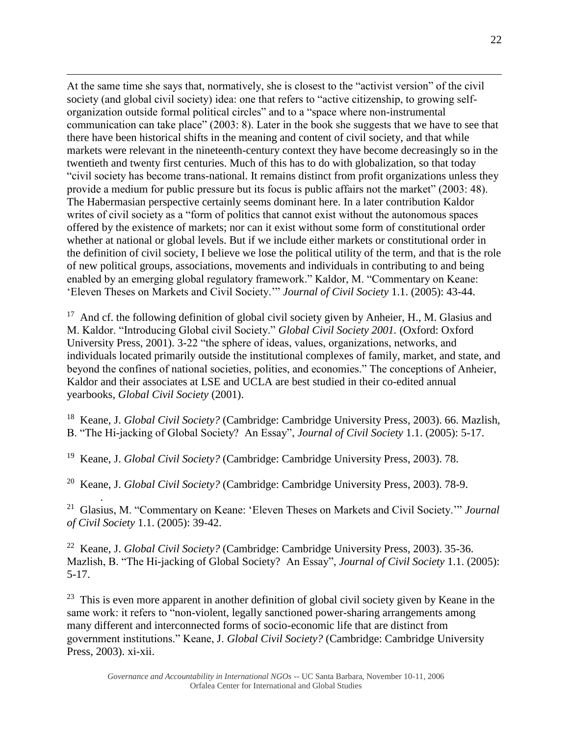At the same time she says that, normatively, she is closest to the "activist version" of the civil society (and global civil society) idea: one that refers to "active citizenship, to growing self-organization outside formal political circles" and to a "space where non-instrumental communication can take place" (2003: 8). Later in the book she suggests that we have to see that there have been historical shifts in the meaning and content of civil society, and that while markets were relevant in the nineteenth-century context they have become decreasingly so in the twentieth and twenty first centuries. Much of this has to do with globalization, so that today "civil society has become trans-national. It remains distinct from profit organizations unless they provide a medium for public pressure but its focus is public affairs not the market" (2003: 48). The Habermasian perspective certainly seems dominant here. In a later contribution Kaldor writes of civil society as a "form of politics that cannot exist without the autonomous spaces offered by the existence of markets; nor can it exist without some form of constitutional order whether at national or global levels. But if we include either markets or constitutional order in the definition of civil society, I believe we lose the political utility of the term, and that is the role of new political groups, associations, movements and individuals in contributing to and being enabled by an emerging global regulatory framework." Kaldor, M. "Commentary on Keane: 'Eleven Theses on Markets and Civil Society.'" *Journal of Civil Society* 1.1. (2005): 43-44.

[17] And cf. the following definition of global civil society given by Anheier, H., M. Glasius and M. Kaldor. "Introducing Global civil Society." *Global Civil Society 2001.* (Oxford: Oxford University Press, 2001). 3-22 "the sphere of ideas, values, organizations, networks, and individuals located primarily outside the institutional complexes of family, market, and state, and beyond the confines of national societies, polities, and economies." The conceptions of Anheier, Kaldor and their associates at LSE and UCLA are best studied in their co-edited annual yearbooks, *Global Civil Society* (2001).

[18] Keane, J. *Global Civil Society?* (Cambridge: Cambridge University Press, 2003). 66. Mazlish, B. "The Hi-jacking of Global Society? An Essay", *Journal of Civil Society* 1.1. (2005): 5-17.

[19] Keane, J. *Global Civil Society?* (Cambridge: Cambridge University Press, 2003). 78.

[20] Keane, J. *Global Civil Society?* (Cambridge: Cambridge University Press, 2003). 78-9.

[21] Glasius, M. "Commentary on Keane: 'Eleven Theses on Markets and Civil Society.'" *Journal of Civil Society* 1.1. (2005): 39-42.

[22] Keane, J. *Global Civil Society?* (Cambridge: Cambridge University Press, 2003). 35-36. Mazlish, B. "The Hi-jacking of Global Society? An Essay", *Journal of Civil Society* 1.1. (2005): 5-17.

[23] This is even more apparent in another definition of global civil society given by Keane in the same work: it refers to "non-violent, legally sanctioned power-sharing arrangements among many different and interconnected forms of socio-economic life that are distinct from government institutions." Keane, J. *Global Civil Society?* (Cambridge: Cambridge University Press, 2003). xi-xii.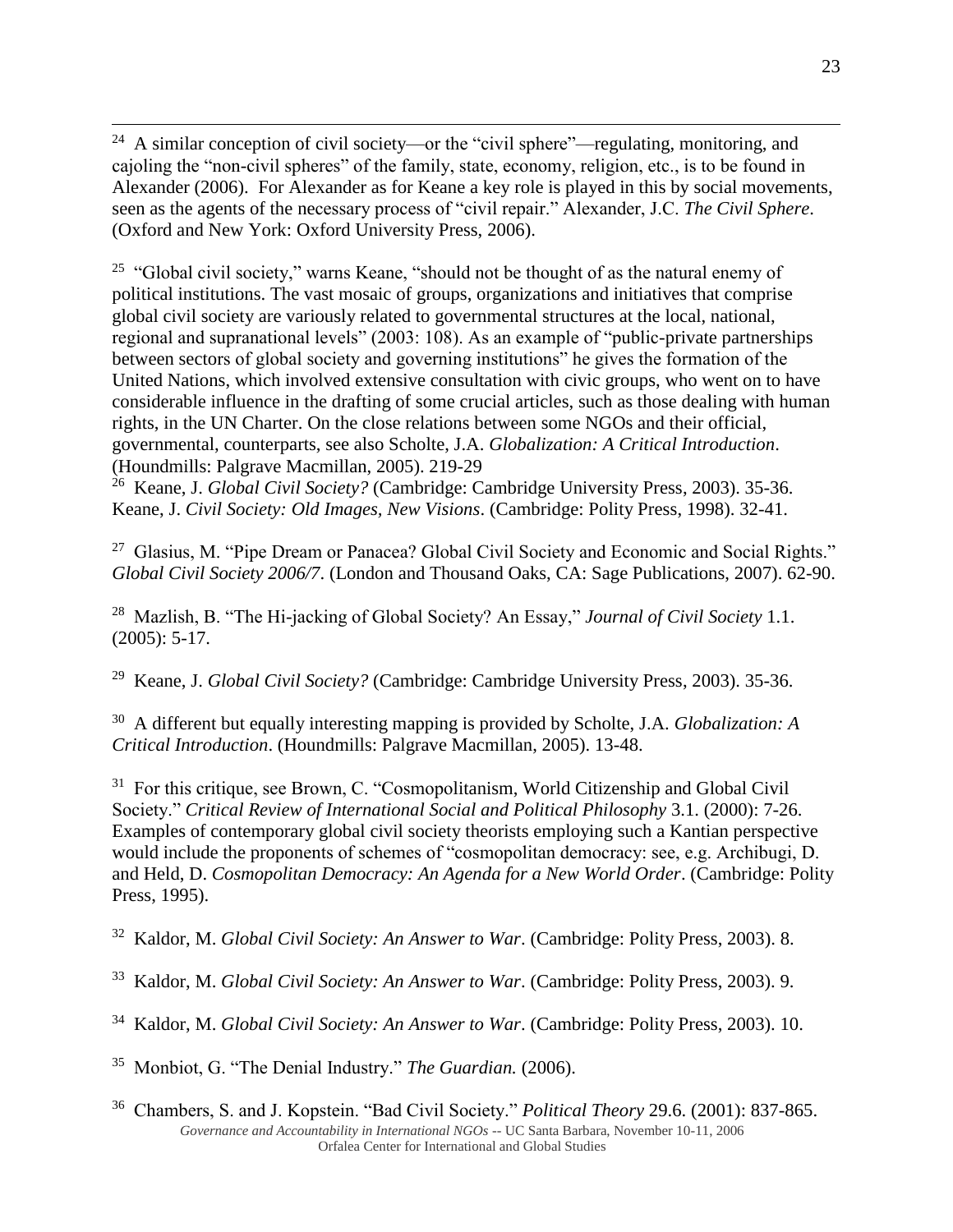[24] A similar conception of civil society—or the "civil sphere"—regulating, monitoring, and cajoling the "non-civil spheres" of the family, state, economy, religion, etc., is to be found in Alexander (2006). For Alexander as for Keane a key role is played in this by social movements, seen as the agents of the necessary process of "civil repair." Alexander, J.C. *The Civil Sphere*. (Oxford and New York: Oxford University Press, 2006).

[25] "Global civil society," warns Keane, "should not be thought of as the natural enemy of political institutions. The vast mosaic of groups, organizations and initiatives that comprise global civil society are variously related to governmental structures at the local, national, regional and supranational levels" (2003: 108). As an example of "public-private partnerships between sectors of global society and governing institutions" he gives the formation of the United Nations, which involved extensive consultation with civic groups, who went on to have considerable influence in the drafting of some crucial articles, such as those dealing with human rights, in the UN Charter. On the close relations between some NGOs and their official, governmental, counterparts, see also Scholte, J.A. *Globalization: A Critical Introduction*. (Houndmills: Palgrave Macmillan, 2005). 219-29

[26] Keane, J. *Global Civil Society?* (Cambridge: Cambridge University Press, 2003). 35-36. Keane, J. *Civil Society: Old Images, New Visions*. (Cambridge: Polity Press, 1998). 32-41.

[27] Glasius, M. "Pipe Dream or Panacea? Global Civil Society and Economic and Social Rights." *Global Civil Society 2006/7*. (London and Thousand Oaks, CA: Sage Publications, 2007). 62-90.

[28] Mazlish, B. "The Hi-jacking of Global Society? An Essay," *Journal of Civil Society* 1.1. (2005): 5-17.

[29] Keane, J. *Global Civil Society?* (Cambridge: Cambridge University Press, 2003). 35-36.

[30] A different but equally interesting mapping is provided by Scholte, J.A. *Globalization: A Critical Introduction*. (Houndmills: Palgrave Macmillan, 2005). 13-48.

[31] For this critique, see Brown, C. "Cosmopolitanism, World Citizenship and Global Civil Society." *Critical Review of International Social and Political Philosophy* 3.1. (2000): 7-26. Examples of contemporary global civil society theorists employing such a Kantian perspective would include the proponents of schemes of "cosmopolitan democracy: see, e.g. Archibugi, D. and Held, D. *Cosmopolitan Democracy: An Agenda for a New World Order*. (Cambridge: Polity Press, 1995).

[32] Kaldor, M. *Global Civil Society: An Answer to War*. (Cambridge: Polity Press, 2003). 8.

[33] Kaldor, M. *Global Civil Society: An Answer to War*. (Cambridge: Polity Press, 2003). 9.

[34] Kaldor, M. *Global Civil Society: An Answer to War*. (Cambridge: Polity Press, 2003). 10.

[35] Monbiot, G. "The Denial Industry." *The Guardian.* (2006).

[36] Chambers, S. and J. Kopstein. "Bad Civil Society." *Political Theory* 29.6. (2001): 837-865.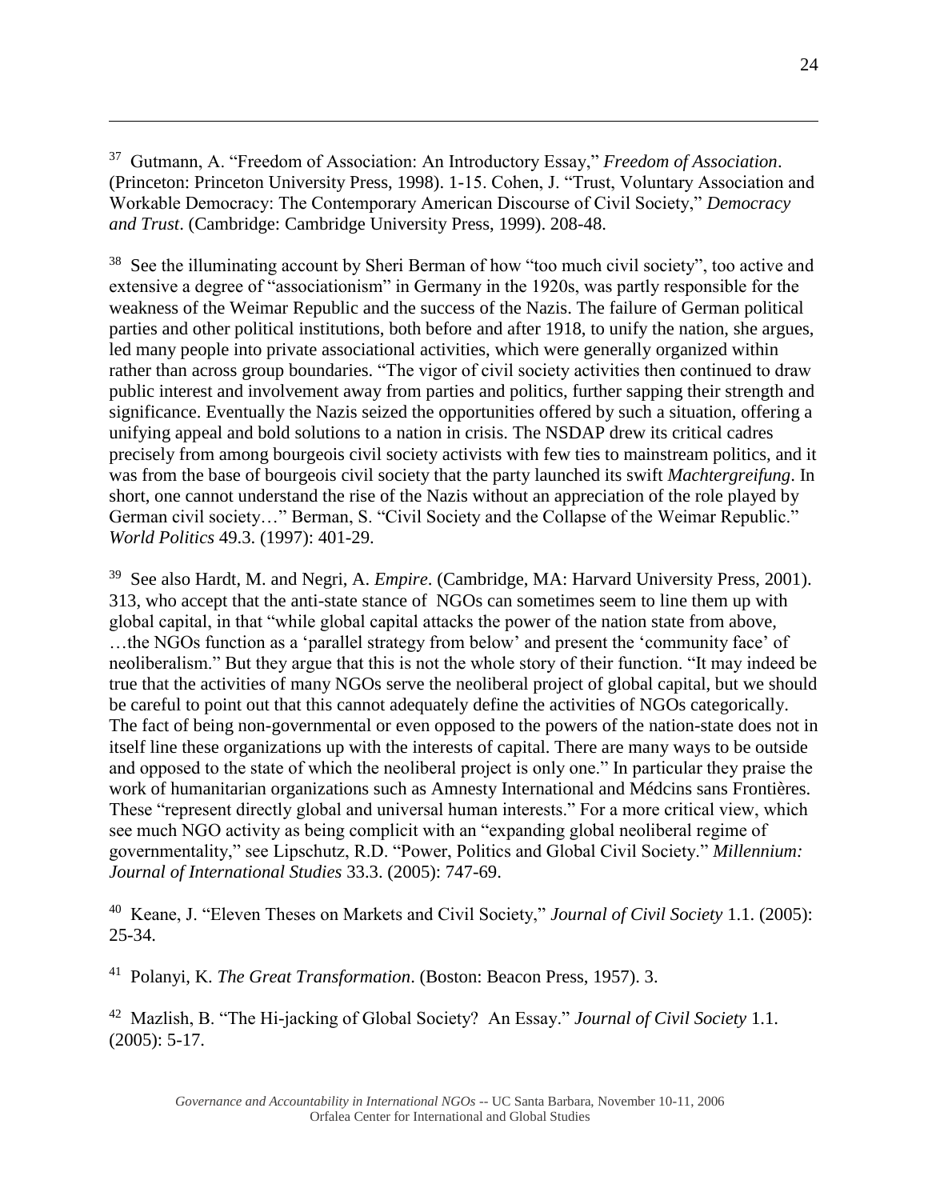[37] Gutmann, A. "Freedom of Association: An Introductory Essay," *Freedom of Association*. (Princeton: Princeton University Press, 1998). 1-15. Cohen, J. "Trust, Voluntary Association and Workable Democracy: The Contemporary American Discourse of Civil Society," *Democracy and Trust*. (Cambridge: Cambridge University Press, 1999). 208-48.

[38] See the illuminating account by Sheri Berman of how "too much civil society", too active and extensive a degree of "associationism" in Germany in the 1920s, was partly responsible for the weakness of the Weimar Republic and the success of the Nazis. The failure of German political parties and other political institutions, both before and after 1918, to unify the nation, she argues, led many people into private associational activities, which were generally organized within rather than across group boundaries. "The vigor of civil society activities then continued to draw public interest and involvement away from parties and politics, further sapping their strength and significance. Eventually the Nazis seized the opportunities offered by such a situation, offering a unifying appeal and bold solutions to a nation in crisis. The NSDAP drew its critical cadres precisely from among bourgeois civil society activists with few ties to mainstream politics, and it was from the base of bourgeois civil society that the party launched its swift *Machtergreifung*. In short, one cannot understand the rise of the Nazis without an appreciation of the role played by German civil society…" Berman, S. "Civil Society and the Collapse of the Weimar Republic." *World Politics* 49.3. (1997): 401-29.

[39] See also Hardt, M. and Negri, A. *Empire*. (Cambridge, MA: Harvard University Press, 2001). 313, who accept that the anti-state stance of NGOs can sometimes seem to line them up with global capital, in that "while global capital attacks the power of the nation state from above, …the NGOs function as a 'parallel strategy from below' and present the 'community face' of neoliberalism." But they argue that this is not the whole story of their function. "It may indeed be true that the activities of many NGOs serve the neoliberal project of global capital, but we should be careful to point out that this cannot adequately define the activities of NGOs categorically. The fact of being non-governmental or even opposed to the powers of the nation-state does not in itself line these organizations up with the interests of capital. There are many ways to be outside and opposed to the state of which the neoliberal project is only one." In particular they praise the work of humanitarian organizations such as Amnesty International and Médcins sans Frontières. These "represent directly global and universal human interests." For a more critical view, which see much NGO activity as being complicit with an "expanding global neoliberal regime of governmentality," see Lipschutz, R.D. "Power, Politics and Global Civil Society." *Millennium: Journal of International Studies* 33.3. (2005): 747-69.

[40] Keane, J. "Eleven Theses on Markets and Civil Society," *Journal of Civil Society* 1.1. (2005): 25-34.

[41] Polanyi, K. *The Great Transformation*. (Boston: Beacon Press, 1957). 3.

[42] Mazlish, B. "The Hi-jacking of Global Society? An Essay." *Journal of Civil Society* 1.1. (2005): 5-17.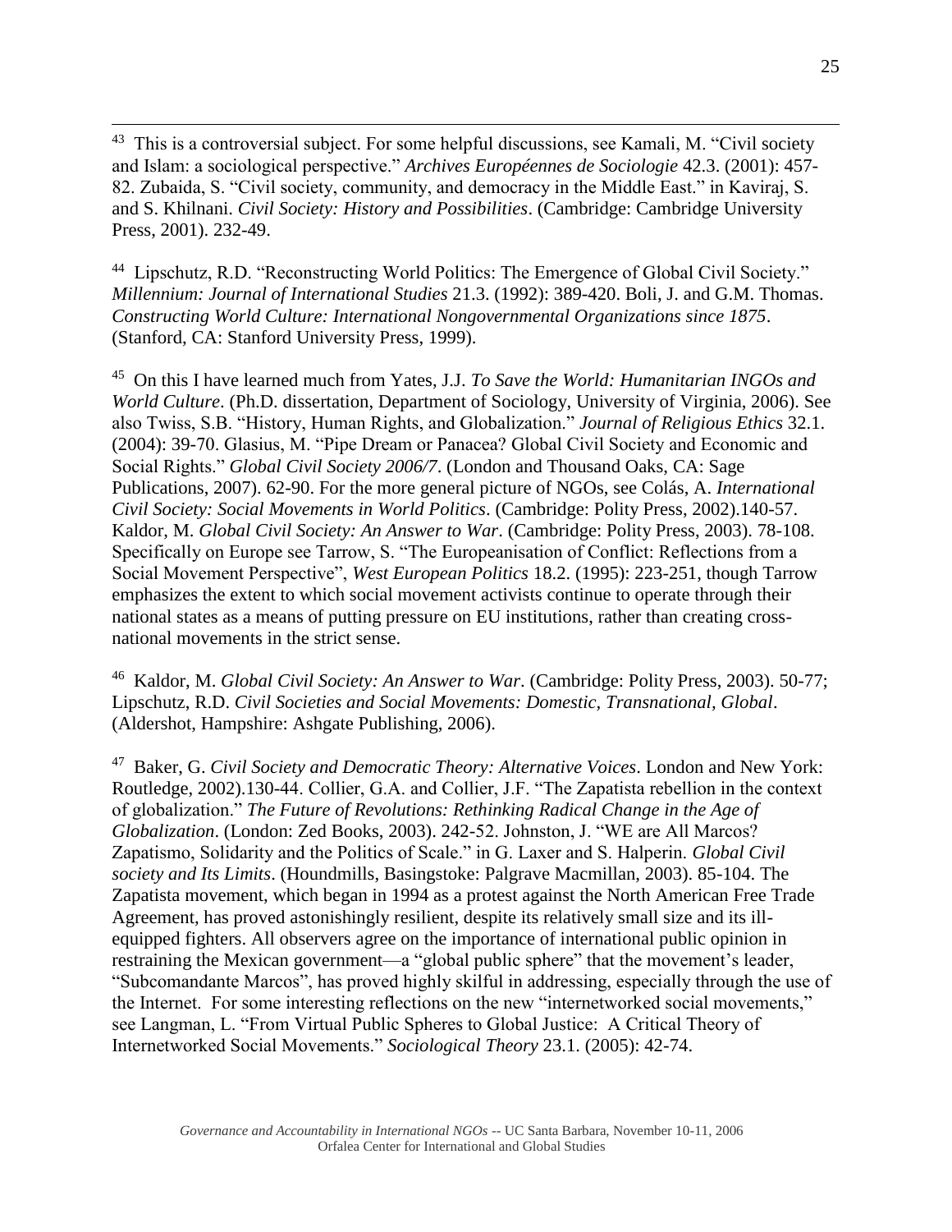[43] This is a controversial subject. For some helpful discussions, see Kamali, M. "Civil society and Islam: a sociological perspective." *Archives Européennes de Sociologie* 42.3. (2001): 457-82. Zubaida, S. "Civil society, community, and democracy in the Middle East." in Kaviraj, S. and S. Khilnani. *Civil Society: History and Possibilities*. (Cambridge: Cambridge University Press, 2001). 232-49.

[44] Lipschutz, R.D. "Reconstructing World Politics: The Emergence of Global Civil Society." *Millennium: Journal of International Studies* 21.3. (1992): 389-420. Boli, J. and G.M. Thomas. *Constructing World Culture: International Nongovernmental Organizations since 1875*. (Stanford, CA: Stanford University Press, 1999).

[45] On this I have learned much from Yates, J.J. *To Save the World: Humanitarian INGOs and World Culture*. (Ph.D. dissertation, Department of Sociology, University of Virginia, 2006). See also Twiss, S.B. "History, Human Rights, and Globalization." *Journal of Religious Ethics* 32.1. (2004): 39-70. Glasius, M. "Pipe Dream or Panacea? Global Civil Society and Economic and Social Rights." *Global Civil Society 2006/7*. (London and Thousand Oaks, CA: Sage Publications, 2007). 62-90. For the more general picture of NGOs, see Colás, A. *International Civil Society: Social Movements in World Politics*. (Cambridge: Polity Press, 2002).140-57. Kaldor, M. *Global Civil Society: An Answer to War*. (Cambridge: Polity Press, 2003). 78-108. Specifically on Europe see Tarrow, S. "The Europeanisation of Conflict: Reflections from a Social Movement Perspective", *West European Politics* 18.2. (1995): 223-251, though Tarrow emphasizes the extent to which social movement activists continue to operate through their national states as a means of putting pressure on EU institutions, rather than creating cross-national movements in the strict sense.

[46] Kaldor, M. *Global Civil Society: An Answer to War*. (Cambridge: Polity Press, 2003). 50-77; Lipschutz, R.D. *Civil Societies and Social Movements: Domestic, Transnational, Global*. (Aldershot, Hampshire: Ashgate Publishing, 2006).

[47] Baker, G. *Civil Society and Democratic Theory: Alternative Voices*. London and New York: Routledge, 2002).130-44. Collier, G.A. and Collier, J.F. "The Zapatista rebellion in the context of globalization." *The Future of Revolutions: Rethinking Radical Change in the Age of Globalization*. (London: Zed Books, 2003). 242-52. Johnston, J. "WE are All Marcos? Zapatismo, Solidarity and the Politics of Scale." in G. Laxer and S. Halperin. *Global Civil society and Its Limits*. (Houndmills, Basingstoke: Palgrave Macmillan, 2003). 85-104. The Zapatista movement, which began in 1994 as a protest against the North American Free Trade Agreement, has proved astonishingly resilient, despite its relatively small size and its ill-equipped fighters. All observers agree on the importance of international public opinion in restraining the Mexican government—a "global public sphere" that the movement's leader, "Subcomandante Marcos", has proved highly skilful in addressing, especially through the use of the Internet. For some interesting reflections on the new "internetworked social movements," see Langman, L. "From Virtual Public Spheres to Global Justice: A Critical Theory of Internetworked Social Movements." *Sociological Theory* 23.1. (2005): 42-74.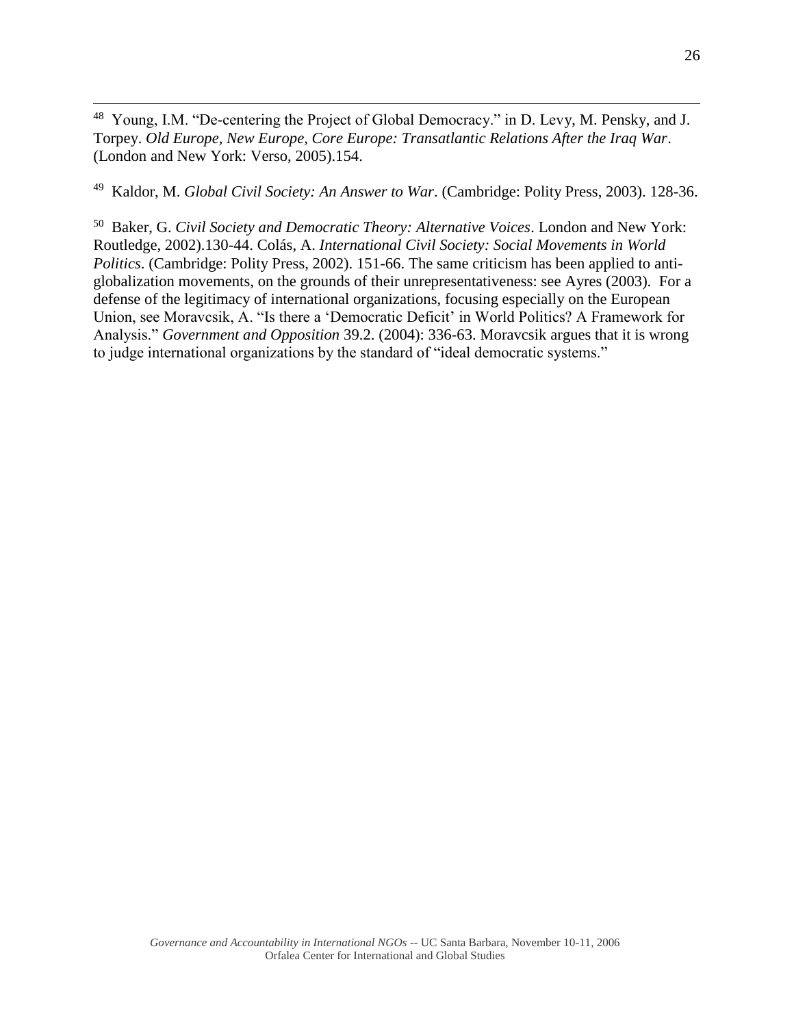[48] Young, I.M. "De-centering the Project of Global Democracy." in D. Levy, M. Pensky, and J. Torpey. *Old Europe, New Europe, Core Europe: Transatlantic Relations After the Iraq War*. (London and New York: Verso, 2005).154.

[49] Kaldor, M. *Global Civil Society: An Answer to War*. (Cambridge: Polity Press, 2003). 128-36.

[50] Baker, G. *Civil Society and Democratic Theory: Alternative Voices*. London and New York: Routledge, 2002).130-44. Colás, A. *International Civil Society: Social Movements in World Politics*. (Cambridge: Polity Press, 2002). 151-66. The same criticism has been applied to anti-globalization movements, on the grounds of their unrepresentativeness: see Ayres (2003). For a defense of the legitimacy of international organizations, focusing especially on the European Union, see Moravcsik, A. "Is there a 'Democratic Deficit' in World Politics? A Framework for Analysis." *Government and Opposition* 39.2. (2004): 336-63. Moravcsik argues that it is wrong to judge international organizations by the standard of "ideal democratic systems."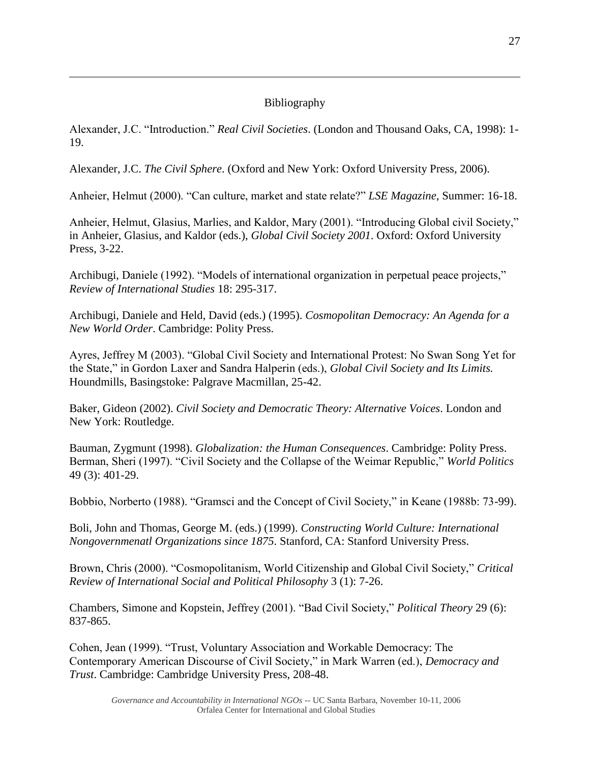## Bibliography

Alexander, J.C. “Introduction.” *Real Civil Societies*. (London and Thousand Oaks, CA, 1998): 1-19.

Alexander, J.C. *The Civil Sphere*. (Oxford and New York: Oxford University Press, 2006).

Anheier, Helmut (2000). “Can culture, market and state relate?” *LSE Magazine*, Summer: 16-18.

Anheier, Helmut, Glasius, Marlies, and Kaldor, Mary (2001). “Introducing Global civil Society,” in Anheier, Glasius, and Kaldor (eds.), *Global Civil Society 2001*. Oxford: Oxford University Press, 3-22.

Archibugi, Daniele (1992). “Models of international organization in perpetual peace projects,” *Review of International Studies* 18: 295-317.

Archibugi, Daniele and Held, David (eds.) (1995). *Cosmopolitan Democracy: An Agenda for a New World Order*. Cambridge: Polity Press.

Ayres, Jeffrey M (2003). “Global Civil Society and International Protest: No Swan Song Yet for the State,” in Gordon Laxer and Sandra Halperin (eds.), *Global Civil Society and Its Limits.* Houndmills, Basingstoke: Palgrave Macmillan, 25-42.

Baker, Gideon (2002). *Civil Society and Democratic Theory: Alternative Voices*. London and New York: Routledge.

Bauman, Zygmunt (1998). *Globalization: the Human Consequences*. Cambridge: Polity Press.
Berman, Sheri (1997). “Civil Society and the Collapse of the Weimar Republic,” *World Politics* 49 (3): 401-29.

Bobbio, Norberto (1988). “Gramsci and the Concept of Civil Society,” in Keane (1988b: 73-99).

Boli, John and Thomas, George M. (eds.) (1999). *Constructing World Culture: International Nongovernmenatl Organizations since 1875*. Stanford, CA: Stanford University Press.

Brown, Chris (2000). “Cosmopolitanism, World Citizenship and Global Civil Society,” *Critical Review of International Social and Political Philosophy* 3 (1): 7-26.

Chambers, Simone and Kopstein, Jeffrey (2001). “Bad Civil Society,” *Political Theory* 29 (6): 837-865.

Cohen, Jean (1999). “Trust, Voluntary Association and Workable Democracy: The Contemporary American Discourse of Civil Society,” in Mark Warren (ed.), *Democracy and Trust*. Cambridge: Cambridge University Press, 208-48.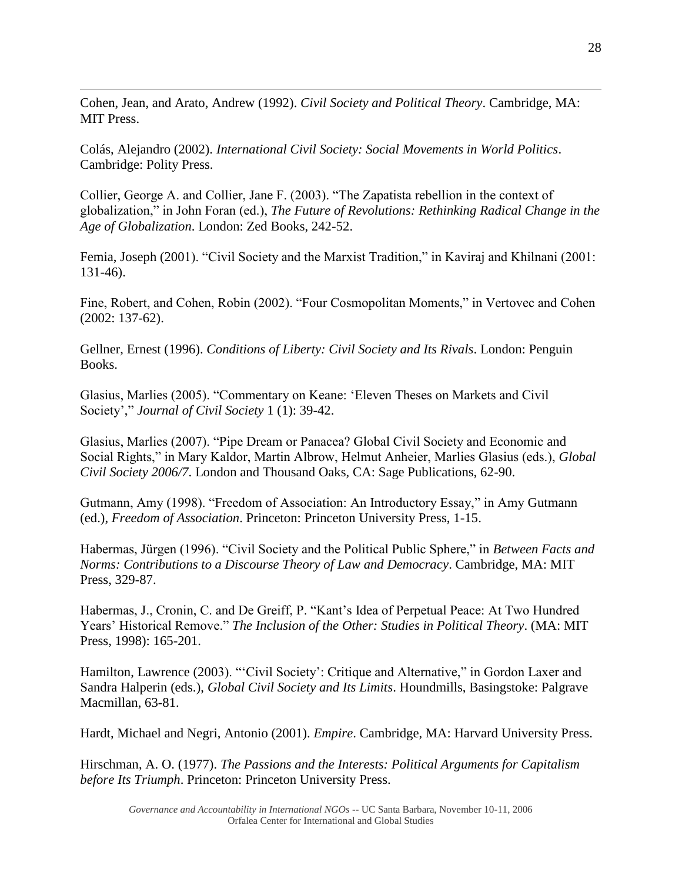Cohen, Jean, and Arato, Andrew (1992). *Civil Society and Political Theory*. Cambridge, MA: MIT Press.

Colás, Alejandro (2002). *International Civil Society: Social Movements in World Politics*. Cambridge: Polity Press.

Collier, George A. and Collier, Jane F. (2003). "The Zapatista rebellion in the context of globalization," in John Foran (ed.), *The Future of Revolutions: Rethinking Radical Change in the Age of Globalization*. London: Zed Books, 242-52.

Femia, Joseph (2001). "Civil Society and the Marxist Tradition," in Kaviraj and Khilnani (2001: 131-46).

Fine, Robert, and Cohen, Robin (2002). "Four Cosmopolitan Moments," in Vertovec and Cohen (2002: 137-62).

Gellner, Ernest (1996). *Conditions of Liberty: Civil Society and Its Rivals*. London: Penguin Books.

Glasius, Marlies (2005). "Commentary on Keane: 'Eleven Theses on Markets and Civil Society'," *Journal of Civil Society* 1 (1): 39-42.

Glasius, Marlies (2007). "Pipe Dream or Panacea? Global Civil Society and Economic and Social Rights," in Mary Kaldor, Martin Albrow, Helmut Anheier, Marlies Glasius (eds.), *Global Civil Society 2006/7.* London and Thousand Oaks, CA: Sage Publications, 62-90.

Gutmann, Amy (1998). "Freedom of Association: An Introductory Essay," in Amy Gutmann (ed.), *Freedom of Association*. Princeton: Princeton University Press, 1-15.

Habermas, Jürgen (1996). "Civil Society and the Political Public Sphere," in *Between Facts and Norms: Contributions to a Discourse Theory of Law and Democracy*. Cambridge, MA: MIT Press, 329-87.

Habermas, J., Cronin, C. and De Greiff, P. "Kant's Idea of Perpetual Peace: At Two Hundred Years' Historical Remove." *The Inclusion of the Other: Studies in Political Theory*. (MA: MIT Press, 1998): 165-201.

Hamilton, Lawrence (2003). "'Civil Society': Critique and Alternative," in Gordon Laxer and Sandra Halperin (eds.), *Global Civil Society and Its Limits*. Houndmills, Basingstoke: Palgrave Macmillan, 63-81.

Hardt, Michael and Negri, Antonio (2001). *Empire*. Cambridge, MA: Harvard University Press.

Hirschman, A. O. (1977). *The Passions and the Interests: Political Arguments for Capitalism before Its Triumph*. Princeton: Princeton University Press.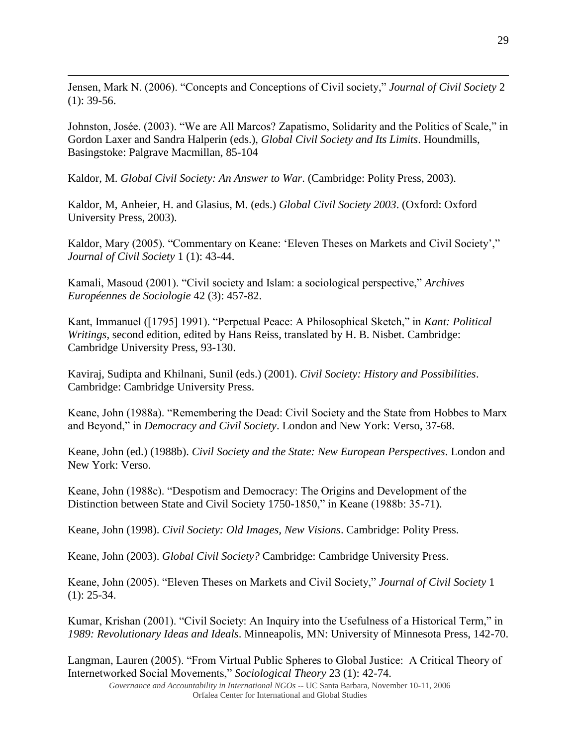Jensen, Mark N. (2006). "Concepts and Conceptions of Civil society," *Journal of Civil Society* 2 (1): 39-56.

Johnston, Josée. (2003). "We are All Marcos? Zapatismo, Solidarity and the Politics of Scale," in Gordon Laxer and Sandra Halperin (eds.), *Global Civil Society and Its Limits*. Houndmills, Basingstoke: Palgrave Macmillan, 85-104

Kaldor, M. *Global Civil Society: An Answer to War*. (Cambridge: Polity Press, 2003).

Kaldor, M, Anheier, H. and Glasius, M. (eds.) *Global Civil Society 2003*. (Oxford: Oxford University Press, 2003).

Kaldor, Mary (2005). "Commentary on Keane: 'Eleven Theses on Markets and Civil Society'," *Journal of Civil Society* 1 (1): 43-44.

Kamali, Masoud (2001). "Civil society and Islam: a sociological perspective," *Archives Européennes de Sociologie* 42 (3): 457-82.

Kant, Immanuel ([1795] 1991). "Perpetual Peace: A Philosophical Sketch," in *Kant: Political Writings*, second edition, edited by Hans Reiss, translated by H. B. Nisbet. Cambridge: Cambridge University Press, 93-130.

Kaviraj, Sudipta and Khilnani, Sunil (eds.) (2001). *Civil Society: History and Possibilities*. Cambridge: Cambridge University Press.

Keane, John (1988a). "Remembering the Dead: Civil Society and the State from Hobbes to Marx and Beyond," in *Democracy and Civil Society*. London and New York: Verso, 37-68.

Keane, John (ed.) (1988b). *Civil Society and the State: New European Perspectives*. London and New York: Verso.

Keane, John (1988c). "Despotism and Democracy: The Origins and Development of the Distinction between State and Civil Society 1750-1850," in Keane (1988b: 35-71).

Keane, John (1998). *Civil Society: Old Images, New Visions*. Cambridge: Polity Press.

Keane, John (2003). *Global Civil Society?* Cambridge: Cambridge University Press.

Keane, John (2005). "Eleven Theses on Markets and Civil Society," *Journal of Civil Society* 1 (1): 25-34.

Kumar, Krishan (2001). "Civil Society: An Inquiry into the Usefulness of a Historical Term," in *1989: Revolutionary Ideas and Ideals*. Minneapolis, MN: University of Minnesota Press, 142-70.

Langman, Lauren (2005). "From Virtual Public Spheres to Global Justice: A Critical Theory of Internetworked Social Movements," *Sociological Theory* 23 (1): 42-74.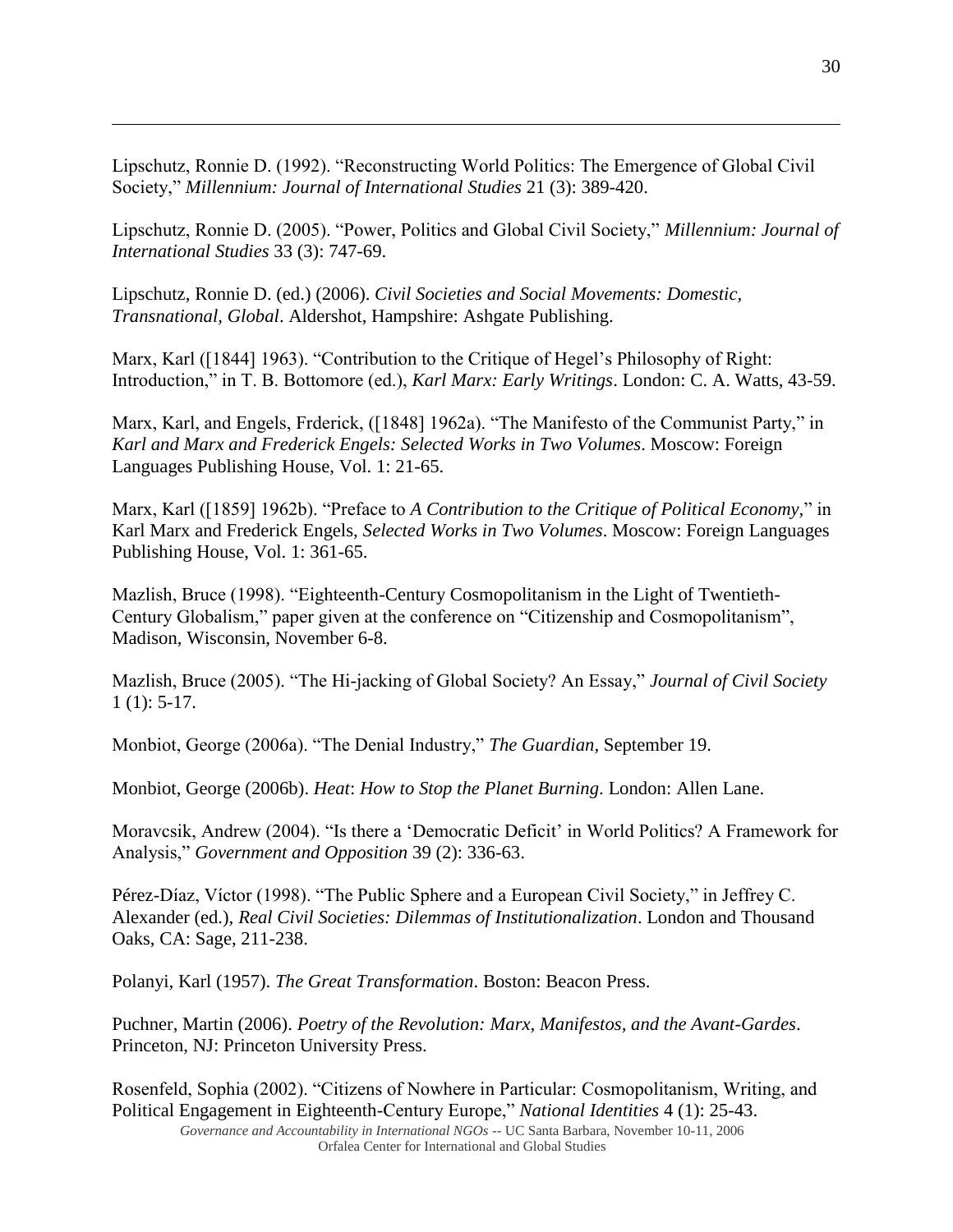Lipschutz, Ronnie D. (1992). "Reconstructing World Politics: The Emergence of Global Civil Society," *Millennium: Journal of International Studies* 21 (3): 389-420.

Lipschutz, Ronnie D. (2005). "Power, Politics and Global Civil Society," *Millennium: Journal of International Studies* 33 (3): 747-69.

Lipschutz, Ronnie D. (ed.) (2006). *Civil Societies and Social Movements: Domestic, Transnational, Global*. Aldershot, Hampshire: Ashgate Publishing.

Marx, Karl ([1844] 1963). "Contribution to the Critique of Hegel's Philosophy of Right: Introduction," in T. B. Bottomore (ed.), *Karl Marx: Early Writings*. London: C. A. Watts, 43-59.

Marx, Karl, and Engels, Frderick, ([1848] 1962a). "The Manifesto of the Communist Party," in *Karl and Marx and Frederick Engels: Selected Works in Two Volumes*. Moscow: Foreign Languages Publishing House, Vol. 1: 21-65.

Marx, Karl ([1859] 1962b). "Preface to *A Contribution to the Critique of Political Economy,*" in Karl Marx and Frederick Engels, *Selected Works in Two Volumes*. Moscow: Foreign Languages Publishing House, Vol. 1: 361-65.

Mazlish, Bruce (1998). "Eighteenth-Century Cosmopolitanism in the Light of Twentieth-Century Globalism," paper given at the conference on "Citizenship and Cosmopolitanism", Madison, Wisconsin, November 6-8.

Mazlish, Bruce (2005). "The Hi-jacking of Global Society? An Essay," *Journal of Civil Society* 1 (1): 5-17.

Monbiot, George (2006a). "The Denial Industry," *The Guardian*, September 19.

Monbiot, George (2006b). *Heat*: *How to Stop the Planet Burning*. London: Allen Lane.

Moravcsik, Andrew (2004). "Is there a 'Democratic Deficit' in World Politics? A Framework for Analysis," *Government and Opposition* 39 (2): 336-63.

Pérez-Díaz, Víctor (1998). "The Public Sphere and a European Civil Society," in Jeffrey C. Alexander (ed.), *Real Civil Societies: Dilemmas of Institutionalization*. London and Thousand Oaks, CA: Sage, 211-238.

Polanyi, Karl (1957). *The Great Transformation*. Boston: Beacon Press.

Puchner, Martin (2006). *Poetry of the Revolution: Marx, Manifestos, and the Avant-Gardes*. Princeton, NJ: Princeton University Press.

Rosenfeld, Sophia (2002). "Citizens of Nowhere in Particular: Cosmopolitanism, Writing, and Political Engagement in Eighteenth-Century Europe," *National Identities* 4 (1): 25-43.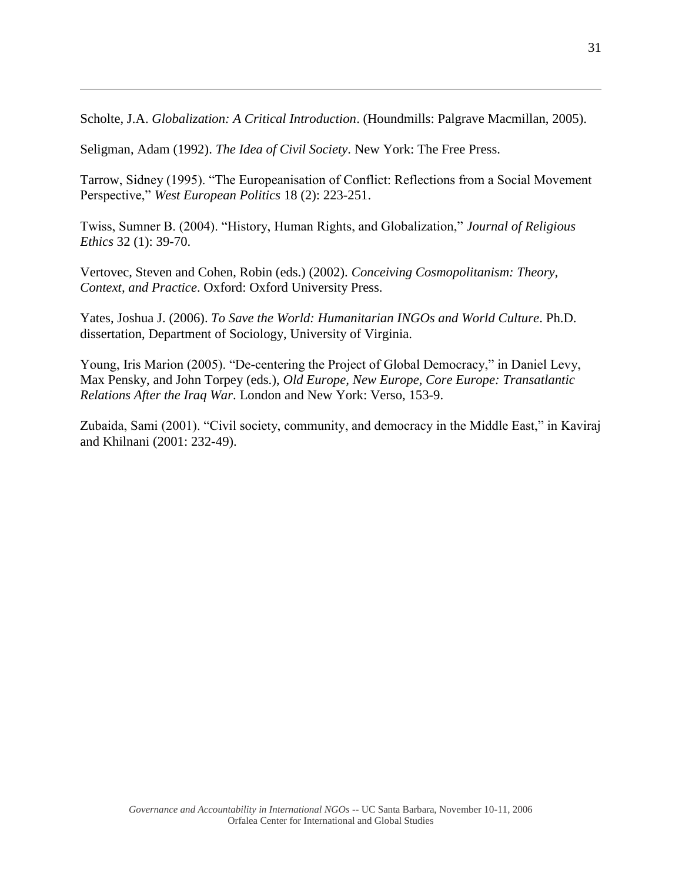Scholte, J.A. *Globalization: A Critical Introduction*. (Houndmills: Palgrave Macmillan, 2005).

Seligman, Adam (1992). *The Idea of Civil Society*. New York: The Free Press.

Tarrow, Sidney (1995). "The Europeanisation of Conflict: Reflections from a Social Movement Perspective," *West European Politics* 18 (2): 223-251.

Twiss, Sumner B. (2004). "History, Human Rights, and Globalization," *Journal of Religious Ethics* 32 (1): 39-70.

Vertovec, Steven and Cohen, Robin (eds.) (2002). *Conceiving Cosmopolitanism: Theory, Context, and Practice*. Oxford: Oxford University Press.

Yates, Joshua J. (2006). *To Save the World: Humanitarian INGOs and World Culture*. Ph.D. dissertation, Department of Sociology, University of Virginia.

Young, Iris Marion (2005). "De-centering the Project of Global Democracy," in Daniel Levy, Max Pensky, and John Torpey (eds.), *Old Europe, New Europe, Core Europe: Transatlantic Relations After the Iraq War*. London and New York: Verso, 153-9.

Zubaida, Sami (2001). "Civil society, community, and democracy in the Middle East," in Kaviraj and Khilnani (2001: 232-49).